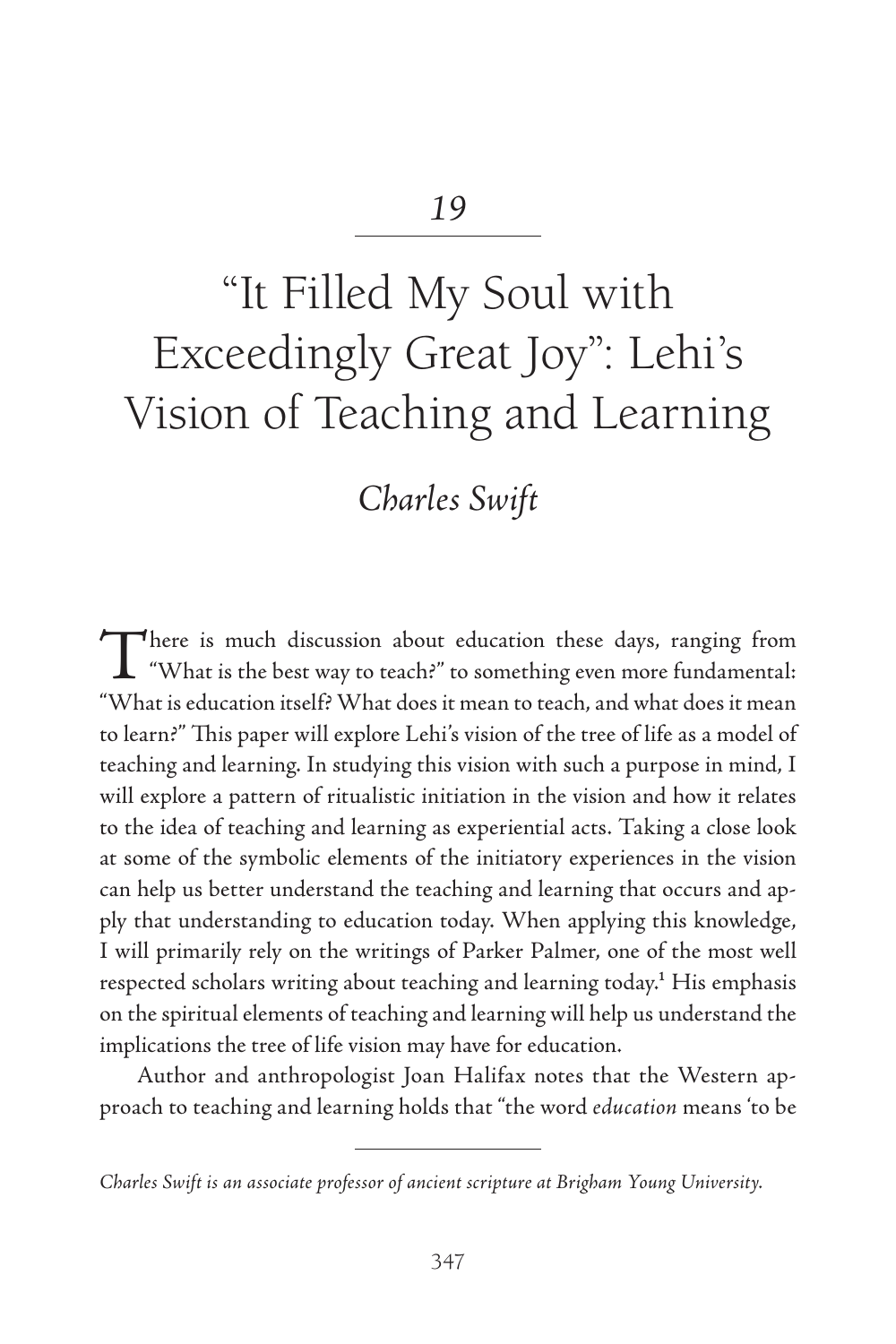19

# "It Filled My Soul with Exceedingly Great Joy": Lehi's Vision of Teaching and Learning

*Charles Swift*

There is much discussion about education these days, ranging from "What is the best way to teach?" to something even more fundamental: "What is education itself? What does it mean to teach, and what does it mean to learn?" This paper will explore Lehi's vision of the tree of life as a model of teaching and learning. In studying this vision with such a purpose in mind, I will explore a pattern of ritualistic initiation in the vision and how it relates to the idea of teaching and learning as experiential acts. Taking a close look at some of the symbolic elements of the initiatory experiences in the vision can help us better understand the teaching and learning that occurs and apply that understanding to education today. When applying this knowledge, I will primarily rely on the writings of Parker Palmer, one of the most well respected scholars writing about teaching and learning today.[1] His emphasis on the spiritual elements of teaching and learning will help us understand the implications the tree of life vision may have for education.

Author and anthropologist Joan Halifax notes that the Western approach to teaching and learning holds that "the word *education* means 'to be

---

*Charles Swift is an associate professor of ancient scripture at Brigham Young University.*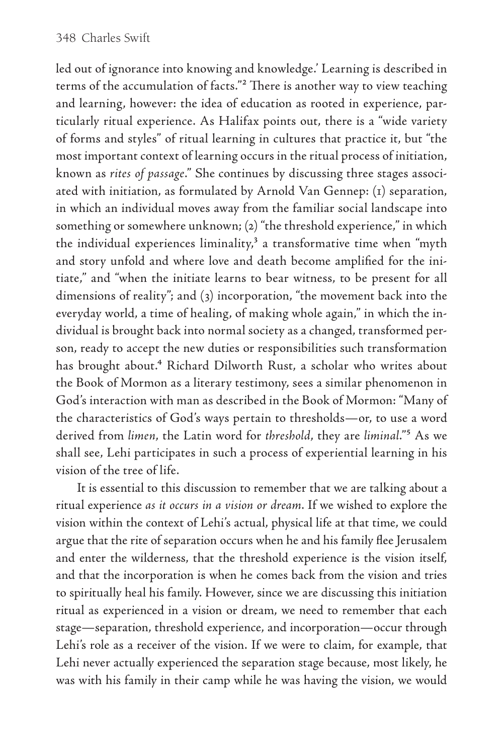led out of ignorance into knowing and knowledge.' Learning is described in terms of the accumulation of facts."[2] There is another way to view teaching and learning, however: the idea of education as rooted in experience, particularly ritual experience. As Halifax points out, there is a "wide variety of forms and styles" of ritual learning in cultures that practice it, but "the most important context of learning occurs in the ritual process of initiation, known as *rites of passage*." She continues by discussing three stages associated with initiation, as formulated by Arnold Van Gennep: (1) separation, in which an individual moves away from the familiar social landscape into something or somewhere unknown; (2) "the threshold experience," in which the individual experiences liminality,[3] a transformative time when "myth and story unfold and where love and death become amplified for the initiate," and "when the initiate learns to bear witness, to be present for all dimensions of reality"; and (3) incorporation, "the movement back into the everyday world, a time of healing, of making whole again," in which the individual is brought back into normal society as a changed, transformed person, ready to accept the new duties or responsibilities such transformation has brought about.[4] Richard Dilworth Rust, a scholar who writes about the Book of Mormon as a literary testimony, sees a similar phenomenon in God's interaction with man as described in the Book of Mormon: "Many of the characteristics of God's ways pertain to thresholds—or, to use a word derived from *limen*, the Latin word for *threshold*, they are *liminal*."[5] As we shall see, Lehi participates in such a process of experiential learning in his vision of the tree of life.

It is essential to this discussion to remember that we are talking about a ritual experience *as it occurs in a vision or dream*. If we wished to explore the vision within the context of Lehi's actual, physical life at that time, we could argue that the rite of separation occurs when he and his family flee Jerusalem and enter the wilderness, that the threshold experience is the vision itself, and that the incorporation is when he comes back from the vision and tries to spiritually heal his family. However, since we are discussing this initiation ritual as experienced in a vision or dream, we need to remember that each stage—separation, threshold experience, and incorporation—occur through Lehi's role as a receiver of the vision. If we were to claim, for example, that Lehi never actually experienced the separation stage because, most likely, he was with his family in their camp while he was having the vision, we would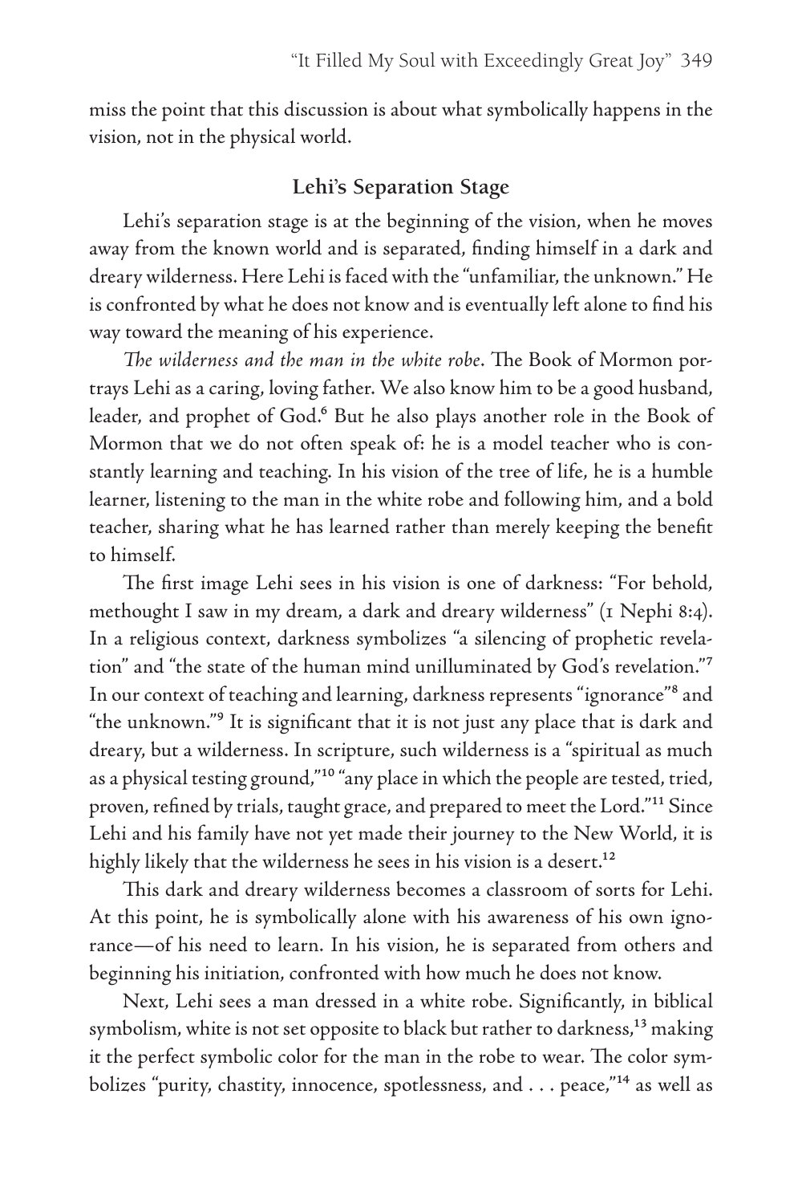miss the point that this discussion is about what symbolically happens in the vision, not in the physical world.

### Lehi's Separation Stage

Lehi's separation stage is at the beginning of the vision, when he moves away from the known world and is separated, finding himself in a dark and dreary wilderness. Here Lehi is faced with the "unfamiliar, the unknown." He is confronted by what he does not know and is eventually left alone to find his way toward the meaning of his experience.

*The wilderness and the man in the white robe*. The Book of Mormon portrays Lehi as a caring, loving father. We also know him to be a good husband, leader, and prophet of God.[6] But he also plays another role in the Book of Mormon that we do not often speak of: he is a model teacher who is constantly learning and teaching. In his vision of the tree of life, he is a humble learner, listening to the man in the white robe and following him, and a bold teacher, sharing what he has learned rather than merely keeping the benefit to himself.

The first image Lehi sees in his vision is one of darkness: "For behold, methought I saw in my dream, a dark and dreary wilderness" (1 Nephi 8:4). In a religious context, darkness symbolizes "a silencing of prophetic revelation" and "the state of the human mind unilluminated by God's revelation."[7] In our context of teaching and learning, darkness represents "ignorance"[8] and "the unknown."[9] It is significant that it is not just any place that is dark and dreary, but a wilderness. In scripture, such wilderness is a "spiritual as much as a physical testing ground,"[10] "any place in which the people are tested, tried, proven, refined by trials, taught grace, and prepared to meet the Lord."[11] Since Lehi and his family have not yet made their journey to the New World, it is highly likely that the wilderness he sees in his vision is a desert.[12]

This dark and dreary wilderness becomes a classroom of sorts for Lehi. At this point, he is symbolically alone with his awareness of his own ignorance—of his need to learn. In his vision, he is separated from others and beginning his initiation, confronted with how much he does not know.

Next, Lehi sees a man dressed in a white robe. Significantly, in biblical symbolism, white is not set opposite to black but rather to darkness,[13] making it the perfect symbolic color for the man in the robe to wear. The color symbolizes "purity, chastity, innocence, spotlessness, and . . . peace,"[14] as well as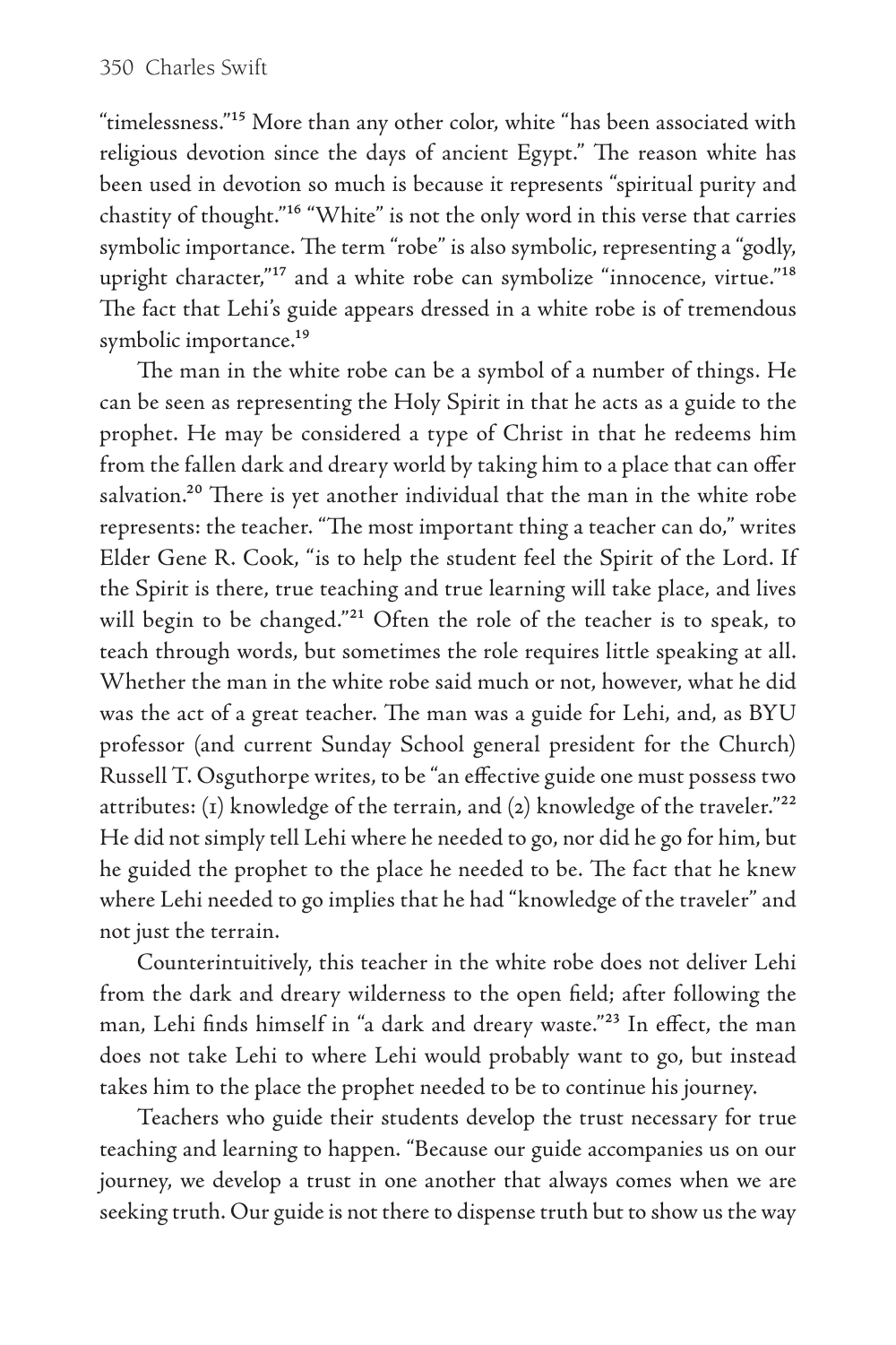"timelessness."[15] More than any other color, white "has been associated with religious devotion since the days of ancient Egypt." The reason white has been used in devotion so much is because it represents "spiritual purity and chastity of thought."[16] "White" is not the only word in this verse that carries symbolic importance. The term "robe" is also symbolic, representing a "godly, upright character,"[17] and a white robe can symbolize "innocence, virtue."[18] The fact that Lehi's guide appears dressed in a white robe is of tremendous symbolic importance.[19]

The man in the white robe can be a symbol of a number of things. He can be seen as representing the Holy Spirit in that he acts as a guide to the prophet. He may be considered a type of Christ in that he redeems him from the fallen dark and dreary world by taking him to a place that can offer salvation.[20] There is yet another individual that the man in the white robe represents: the teacher. "The most important thing a teacher can do," writes Elder Gene R. Cook, "is to help the student feel the Spirit of the Lord. If the Spirit is there, true teaching and true learning will take place, and lives will begin to be changed."[21] Often the role of the teacher is to speak, to teach through words, but sometimes the role requires little speaking at all. Whether the man in the white robe said much or not, however, what he did was the act of a great teacher. The man was a guide for Lehi, and, as BYU professor (and current Sunday School general president for the Church) Russell T. Osguthorpe writes, to be "an effective guide one must possess two attributes: (1) knowledge of the terrain, and (2) knowledge of the traveler."[22] He did not simply tell Lehi where he needed to go, nor did he go for him, but he guided the prophet to the place he needed to be. The fact that he knew where Lehi needed to go implies that he had "knowledge of the traveler" and not just the terrain.

Counterintuitively, this teacher in the white robe does not deliver Lehi from the dark and dreary wilderness to the open field; after following the man, Lehi finds himself in "a dark and dreary waste."[23] In effect, the man does not take Lehi to where Lehi would probably want to go, but instead takes him to the place the prophet needed to be to continue his journey.

Teachers who guide their students develop the trust necessary for true teaching and learning to happen. "Because our guide accompanies us on our journey, we develop a trust in one another that always comes when we are seeking truth. Our guide is not there to dispense truth but to show us the way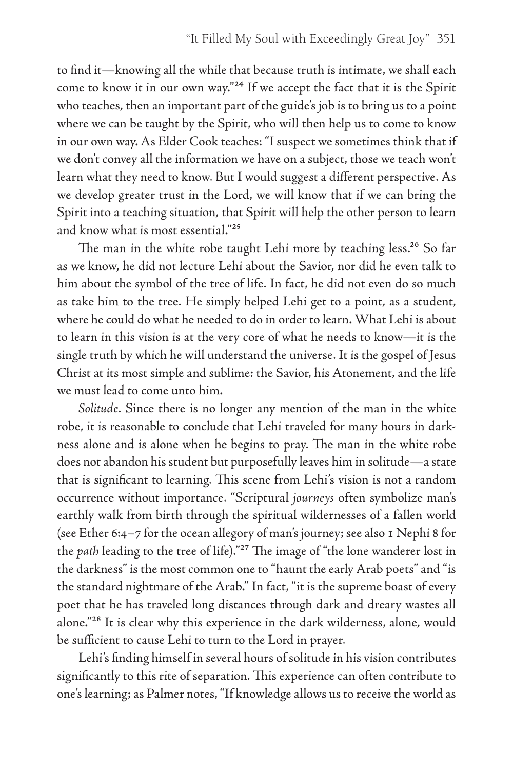to find it—knowing all the while that because truth is intimate, we shall each come to know it in our own way."[24] If we accept the fact that it is the Spirit who teaches, then an important part of the guide's job is to bring us to a point where we can be taught by the Spirit, who will then help us to come to know in our own way. As Elder Cook teaches: "I suspect we sometimes think that if we don't convey all the information we have on a subject, those we teach won't learn what they need to know. But I would suggest a different perspective. As we develop greater trust in the Lord, we will know that if we can bring the Spirit into a teaching situation, that Spirit will help the other person to learn and know what is most essential."[25]

The man in the white robe taught Lehi more by teaching less.[26] So far as we know, he did not lecture Lehi about the Savior, nor did he even talk to him about the symbol of the tree of life. In fact, he did not even do so much as take him to the tree. He simply helped Lehi get to a point, as a student, where he could do what he needed to do in order to learn. What Lehi is about to learn in this vision is at the very core of what he needs to know—it is the single truth by which he will understand the universe. It is the gospel of Jesus Christ at its most simple and sublime: the Savior, his Atonement, and the life we must lead to come unto him.

*Solitude*. Since there is no longer any mention of the man in the white robe, it is reasonable to conclude that Lehi traveled for many hours in darkness alone and is alone when he begins to pray. The man in the white robe does not abandon his student but purposefully leaves him in solitude—a state that is significant to learning. This scene from Lehi's vision is not a random occurrence without importance. "Scriptural *journeys* often symbolize man's earthly walk from birth through the spiritual wildernesses of a fallen world (see Ether 6:4–7 for the ocean allegory of man's journey; see also 1 Nephi 8 for the *path* leading to the tree of life)."[27] The image of "the lone wanderer lost in the darkness" is the most common one to "haunt the early Arab poets" and "is the standard nightmare of the Arab." In fact, "it is the supreme boast of every poet that he has traveled long distances through dark and dreary wastes all alone."[28] It is clear why this experience in the dark wilderness, alone, would be sufficient to cause Lehi to turn to the Lord in prayer.

Lehi's finding himself in several hours of solitude in his vision contributes significantly to this rite of separation. This experience can often contribute to one's learning; as Palmer notes, "If knowledge allows us to receive the world as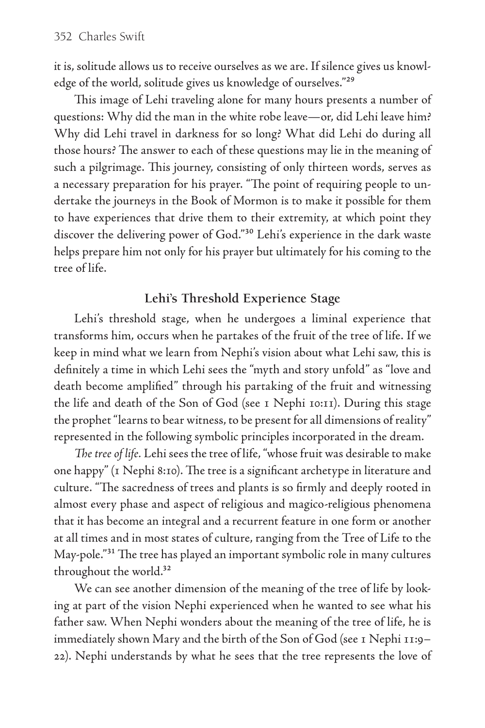it is, solitude allows us to receive ourselves as we are. If silence gives us knowledge of the world, solitude gives us knowledge of ourselves."[29]

This image of Lehi traveling alone for many hours presents a number of questions: Why did the man in the white robe leave—or, did Lehi leave him? Why did Lehi travel in darkness for so long? What did Lehi do during all those hours? The answer to each of these questions may lie in the meaning of such a pilgrimage. This journey, consisting of only thirteen words, serves as a necessary preparation for his prayer. "The point of requiring people to undertake the journeys in the Book of Mormon is to make it possible for them to have experiences that drive them to their extremity, at which point they discover the delivering power of God."[30] Lehi's experience in the dark waste helps prepare him not only for his prayer but ultimately for his coming to the tree of life.

## Lehi's Threshold Experience Stage

Lehi's threshold stage, when he undergoes a liminal experience that transforms him, occurs when he partakes of the fruit of the tree of life. If we keep in mind what we learn from Nephi's vision about what Lehi saw, this is definitely a time in which Lehi sees the "myth and story unfold" as "love and death become amplified" through his partaking of the fruit and witnessing the life and death of the Son of God (see 1 Nephi 10:11). During this stage the prophet "learns to bear witness, to be present for all dimensions of reality" represented in the following symbolic principles incorporated in the dream.

*The tree of life*. Lehi sees the tree of life, "whose fruit was desirable to make one happy" (1 Nephi 8:10). The tree is a significant archetype in literature and culture. "The sacredness of trees and plants is so firmly and deeply rooted in almost every phase and aspect of religious and magico-religious phenomena that it has become an integral and a recurrent feature in one form or another at all times and in most states of culture, ranging from the Tree of Life to the May-pole."[31] The tree has played an important symbolic role in many cultures throughout the world.[32]

We can see another dimension of the meaning of the tree of life by looking at part of the vision Nephi experienced when he wanted to see what his father saw. When Nephi wonders about the meaning of the tree of life, he is immediately shown Mary and the birth of the Son of God (see 1 Nephi 11:9–22). Nephi understands by what he sees that the tree represents the love of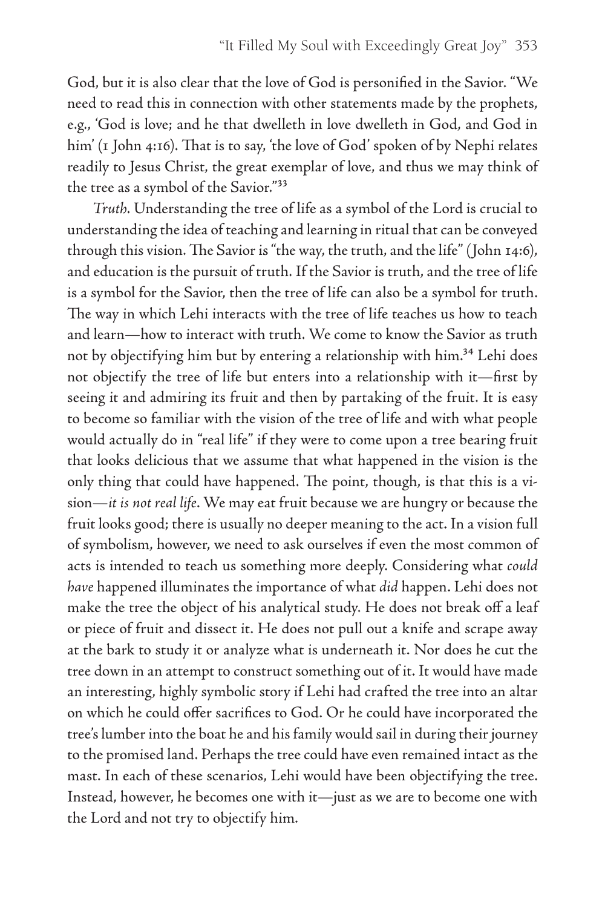God, but it is also clear that the love of God is personified in the Savior. "We need to read this in connection with other statements made by the prophets, e.g., 'God is love; and he that dwelleth in love dwelleth in God, and God in him' (1 John 4:16). That is to say, 'the love of God' spoken of by Nephi relates readily to Jesus Christ, the great exemplar of love, and thus we may think of the tree as a symbol of the Savior."[33]

*Truth*. Understanding the tree of life as a symbol of the Lord is crucial to understanding the idea of teaching and learning in ritual that can be conveyed through this vision. The Savior is "the way, the truth, and the life" (John 14:6), and education is the pursuit of truth. If the Savior is truth, and the tree of life is a symbol for the Savior, then the tree of life can also be a symbol for truth. The way in which Lehi interacts with the tree of life teaches us how to teach and learn—how to interact with truth. We come to know the Savior as truth not by objectifying him but by entering a relationship with him.[34] Lehi does not objectify the tree of life but enters into a relationship with it—first by seeing it and admiring its fruit and then by partaking of the fruit. It is easy to become so familiar with the vision of the tree of life and with what people would actually do in "real life" if they were to come upon a tree bearing fruit that looks delicious that we assume that what happened in the vision is the only thing that could have happened. The point, though, is that this is a vision—*it is not real life*. We may eat fruit because we are hungry or because the fruit looks good; there is usually no deeper meaning to the act. In a vision full of symbolism, however, we need to ask ourselves if even the most common of acts is intended to teach us something more deeply. Considering what *could have* happened illuminates the importance of what *did* happen. Lehi does not make the tree the object of his analytical study. He does not break off a leaf or piece of fruit and dissect it. He does not pull out a knife and scrape away at the bark to study it or analyze what is underneath it. Nor does he cut the tree down in an attempt to construct something out of it. It would have made an interesting, highly symbolic story if Lehi had crafted the tree into an altar on which he could offer sacrifices to God. Or he could have incorporated the tree's lumber into the boat he and his family would sail in during their journey to the promised land. Perhaps the tree could have even remained intact as the mast. In each of these scenarios, Lehi would have been objectifying the tree. Instead, however, he becomes one with it—just as we are to become one with the Lord and not try to objectify him.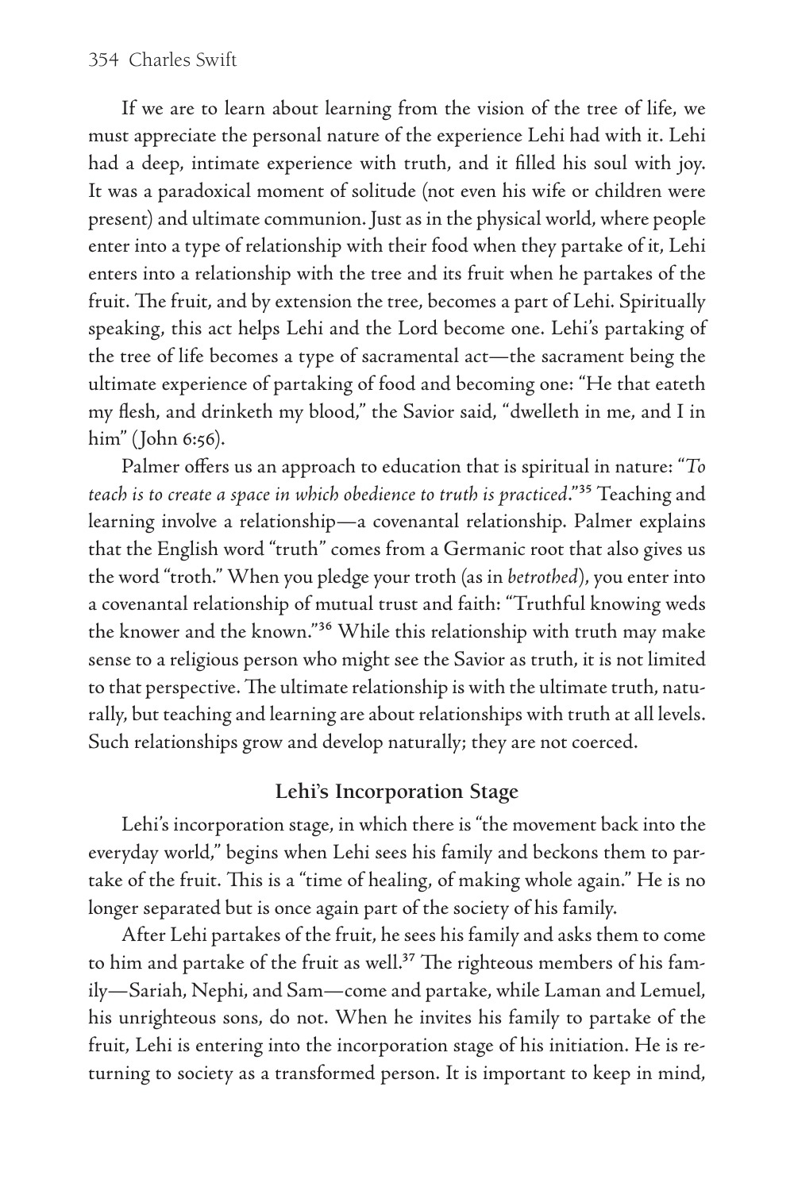If we are to learn about learning from the vision of the tree of life, we must appreciate the personal nature of the experience Lehi had with it. Lehi had a deep, intimate experience with truth, and it filled his soul with joy. It was a paradoxical moment of solitude (not even his wife or children were present) and ultimate communion. Just as in the physical world, where people enter into a type of relationship with their food when they partake of it, Lehi enters into a relationship with the tree and its fruit when he partakes of the fruit. The fruit, and by extension the tree, becomes a part of Lehi. Spiritually speaking, this act helps Lehi and the Lord become one. Lehi's partaking of the tree of life becomes a type of sacramental act—the sacrament being the ultimate experience of partaking of food and becoming one: "He that eateth my flesh, and drinketh my blood," the Savior said, "dwelleth in me, and I in him" (John 6:56).

Palmer offers us an approach to education that is spiritual in nature: "*To teach is to create a space in which obedience to truth is practiced*."[35] Teaching and learning involve a relationship—a covenantal relationship. Palmer explains that the English word "truth" comes from a Germanic root that also gives us the word "troth." When you pledge your troth (as in *betrothed*), you enter into a covenantal relationship of mutual trust and faith: "Truthful knowing weds the knower and the known."[36] While this relationship with truth may make sense to a religious person who might see the Savior as truth, it is not limited to that perspective. The ultimate relationship is with the ultimate truth, naturally, but teaching and learning are about relationships with truth at all levels. Such relationships grow and develop naturally; they are not coerced.

## Lehi's Incorporation Stage

Lehi's incorporation stage, in which there is "the movement back into the everyday world," begins when Lehi sees his family and beckons them to partake of the fruit. This is a "time of healing, of making whole again." He is no longer separated but is once again part of the society of his family.

After Lehi partakes of the fruit, he sees his family and asks them to come to him and partake of the fruit as well.[37] The righteous members of his family—Sariah, Nephi, and Sam—come and partake, while Laman and Lemuel, his unrighteous sons, do not. When he invites his family to partake of the fruit, Lehi is entering into the incorporation stage of his initiation. He is returning to society as a transformed person. It is important to keep in mind,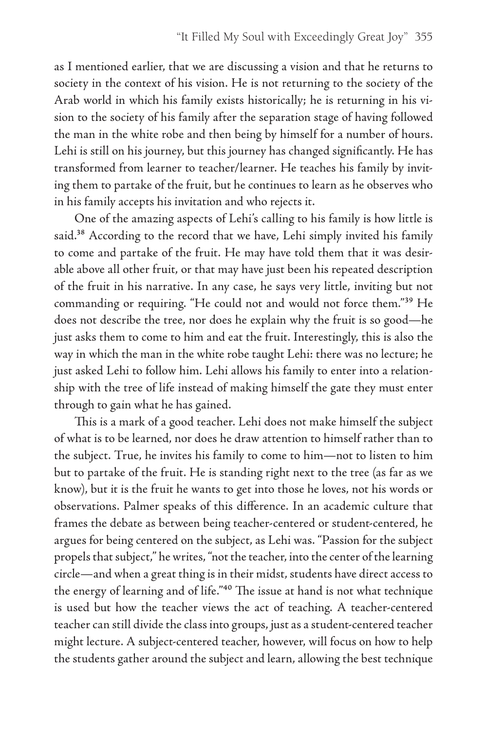as I mentioned earlier, that we are discussing a vision and that he returns to society in the context of his vision. He is not returning to the society of the Arab world in which his family exists historically; he is returning in his vision to the society of his family after the separation stage of having followed the man in the white robe and then being by himself for a number of hours. Lehi is still on his journey, but this journey has changed significantly. He has transformed from learner to teacher/learner. He teaches his family by inviting them to partake of the fruit, but he continues to learn as he observes who in his family accepts his invitation and who rejects it.

One of the amazing aspects of Lehi's calling to his family is how little is said.[38] According to the record that we have, Lehi simply invited his family to come and partake of the fruit. He may have told them that it was desirable above all other fruit, or that may have just been his repeated description of the fruit in his narrative. In any case, he says very little, inviting but not commanding or requiring. "He could not and would not force them."[39] He does not describe the tree, nor does he explain why the fruit is so good—he just asks them to come to him and eat the fruit. Interestingly, this is also the way in which the man in the white robe taught Lehi: there was no lecture; he just asked Lehi to follow him. Lehi allows his family to enter into a relationship with the tree of life instead of making himself the gate they must enter through to gain what he has gained.

This is a mark of a good teacher. Lehi does not make himself the subject of what is to be learned, nor does he draw attention to himself rather than to the subject. True, he invites his family to come to him—not to listen to him but to partake of the fruit. He is standing right next to the tree (as far as we know), but it is the fruit he wants to get into those he loves, not his words or observations. Palmer speaks of this difference. In an academic culture that frames the debate as between being teacher-centered or student-centered, he argues for being centered on the subject, as Lehi was. "Passion for the subject propels that subject," he writes, "not the teacher, into the center of the learning circle—and when a great thing is in their midst, students have direct access to the energy of learning and of life."[40] The issue at hand is not what technique is used but how the teacher views the act of teaching. A teacher-centered teacher can still divide the class into groups, just as a student-centered teacher might lecture. A subject-centered teacher, however, will focus on how to help the students gather around the subject and learn, allowing the best technique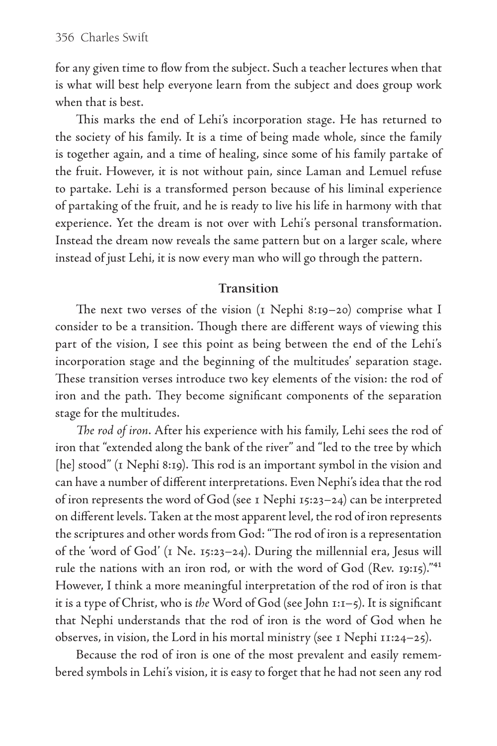for any given time to flow from the subject. Such a teacher lectures when that is what will best help everyone learn from the subject and does group work when that is best.

This marks the end of Lehi's incorporation stage. He has returned to the society of his family. It is a time of being made whole, since the family is together again, and a time of healing, since some of his family partake of the fruit. However, it is not without pain, since Laman and Lemuel refuse to partake. Lehi is a transformed person because of his liminal experience of partaking of the fruit, and he is ready to live his life in harmony with that experience. Yet the dream is not over with Lehi's personal transformation. Instead the dream now reveals the same pattern but on a larger scale, where instead of just Lehi, it is now every man who will go through the pattern.

## Transition

The next two verses of the vision (1 Nephi 8:19–20) comprise what I consider to be a transition. Though there are different ways of viewing this part of the vision, I see this point as being between the end of the Lehi's incorporation stage and the beginning of the multitudes' separation stage. These transition verses introduce two key elements of the vision: the rod of iron and the path. They become significant components of the separation stage for the multitudes.

*The rod of iron*. After his experience with his family, Lehi sees the rod of iron that "extended along the bank of the river" and "led to the tree by which [he] stood" (1 Nephi 8:19). This rod is an important symbol in the vision and can have a number of different interpretations. Even Nephi's idea that the rod of iron represents the word of God (see 1 Nephi 15:23–24) can be interpreted on different levels. Taken at the most apparent level, the rod of iron represents the scriptures and other words from God: "The rod of iron is a representation of the 'word of God' (1 Ne. 15:23–24). During the millennial era, Jesus will rule the nations with an iron rod, or with the word of God (Rev. 19:15)."[41] However, I think a more meaningful interpretation of the rod of iron is that it is a type of Christ, who is *the* Word of God (see John 1:1–5). It is significant that Nephi understands that the rod of iron is the word of God when he observes, in vision, the Lord in his mortal ministry (see 1 Nephi 11:24–25).

Because the rod of iron is one of the most prevalent and easily remembered symbols in Lehi's vision, it is easy to forget that he had not seen any rod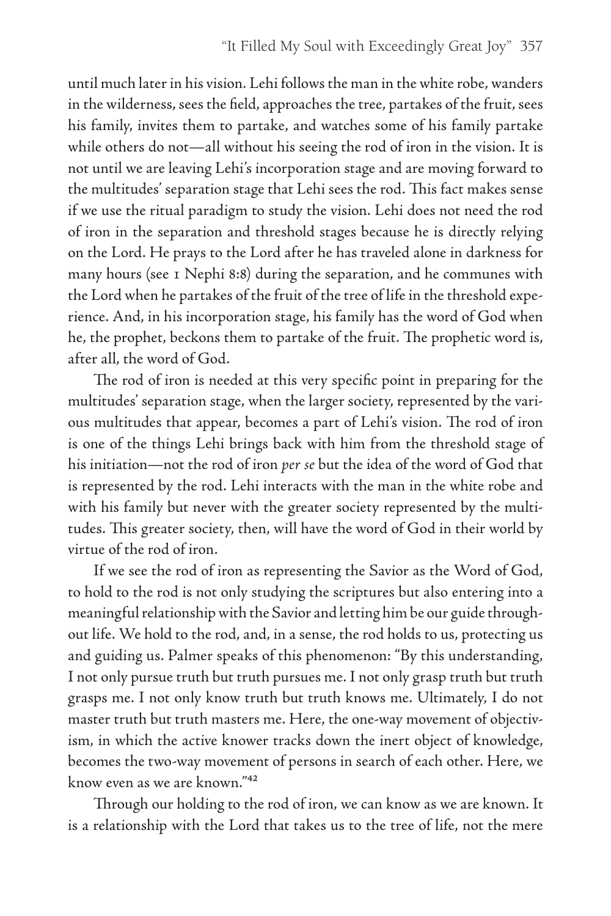until much later in his vision. Lehi follows the man in the white robe, wanders in the wilderness, sees the field, approaches the tree, partakes of the fruit, sees his family, invites them to partake, and watches some of his family partake while others do not—all without his seeing the rod of iron in the vision. It is not until we are leaving Lehi's incorporation stage and are moving forward to the multitudes' separation stage that Lehi sees the rod. This fact makes sense if we use the ritual paradigm to study the vision. Lehi does not need the rod of iron in the separation and threshold stages because he is directly relying on the Lord. He prays to the Lord after he has traveled alone in darkness for many hours (see 1 Nephi 8:8) during the separation, and he communes with the Lord when he partakes of the fruit of the tree of life in the threshold experience. And, in his incorporation stage, his family has the word of God when he, the prophet, beckons them to partake of the fruit. The prophetic word is, after all, the word of God.

The rod of iron is needed at this very specific point in preparing for the multitudes' separation stage, when the larger society, represented by the various multitudes that appear, becomes a part of Lehi's vision. The rod of iron is one of the things Lehi brings back with him from the threshold stage of his initiation—not the rod of iron *per se* but the idea of the word of God that is represented by the rod. Lehi interacts with the man in the white robe and with his family but never with the greater society represented by the multitudes. This greater society, then, will have the word of God in their world by virtue of the rod of iron.

If we see the rod of iron as representing the Savior as the Word of God, to hold to the rod is not only studying the scriptures but also entering into a meaningful relationship with the Savior and letting him be our guide throughout life. We hold to the rod, and, in a sense, the rod holds to us, protecting us and guiding us. Palmer speaks of this phenomenon: "By this understanding, I not only pursue truth but truth pursues me. I not only grasp truth but truth grasps me. I not only know truth but truth knows me. Ultimately, I do not master truth but truth masters me. Here, the one-way movement of objectivism, in which the active knower tracks down the inert object of knowledge, becomes the two-way movement of persons in search of each other. Here, we know even as we are known."[42]

Through our holding to the rod of iron, we can know as we are known. It is a relationship with the Lord that takes us to the tree of life, not the mere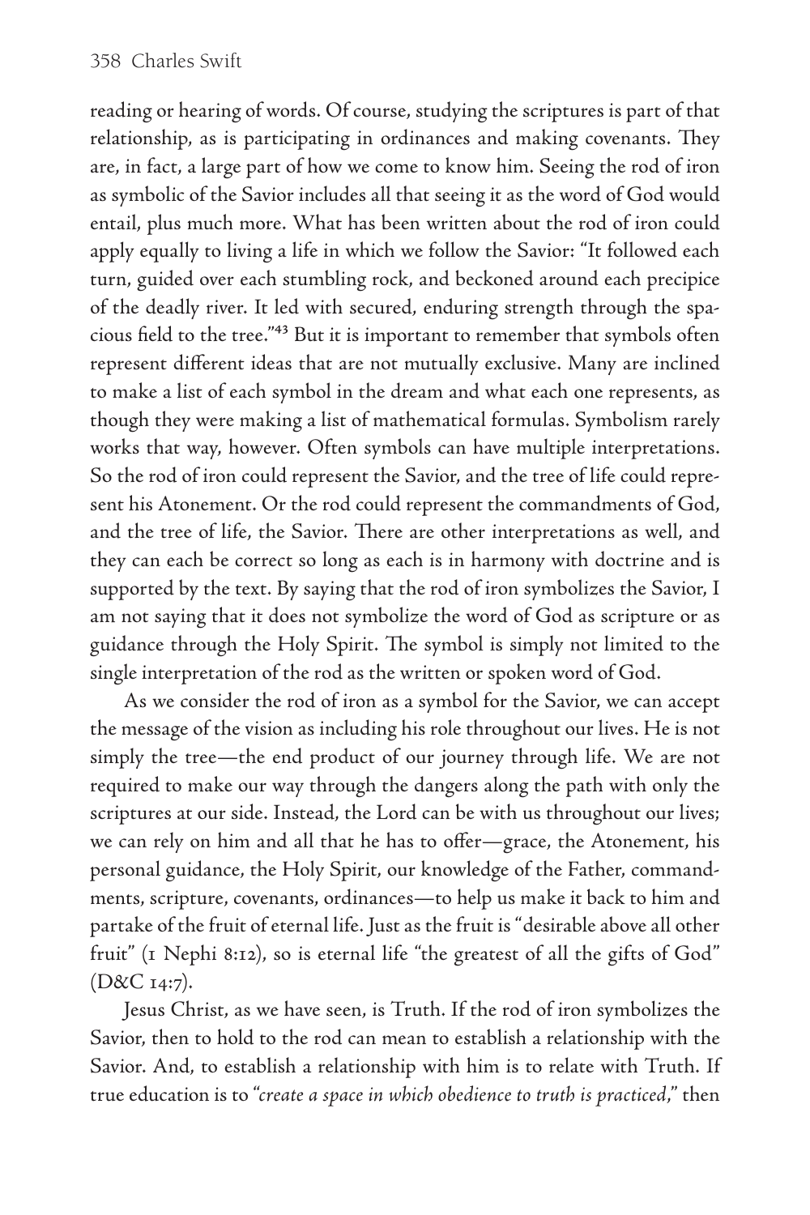reading or hearing of words. Of course, studying the scriptures is part of that relationship, as is participating in ordinances and making covenants. They are, in fact, a large part of how we come to know him. Seeing the rod of iron as symbolic of the Savior includes all that seeing it as the word of God would entail, plus much more. What has been written about the rod of iron could apply equally to living a life in which we follow the Savior: "It followed each turn, guided over each stumbling rock, and beckoned around each precipice of the deadly river. It led with secured, enduring strength through the spacious field to the tree."[43] But it is important to remember that symbols often represent different ideas that are not mutually exclusive. Many are inclined to make a list of each symbol in the dream and what each one represents, as though they were making a list of mathematical formulas. Symbolism rarely works that way, however. Often symbols can have multiple interpretations. So the rod of iron could represent the Savior, and the tree of life could represent his Atonement. Or the rod could represent the commandments of God, and the tree of life, the Savior. There are other interpretations as well, and they can each be correct so long as each is in harmony with doctrine and is supported by the text. By saying that the rod of iron symbolizes the Savior, I am not saying that it does not symbolize the word of God as scripture or as guidance through the Holy Spirit. The symbol is simply not limited to the single interpretation of the rod as the written or spoken word of God.

As we consider the rod of iron as a symbol for the Savior, we can accept the message of the vision as including his role throughout our lives. He is not simply the tree—the end product of our journey through life. We are not required to make our way through the dangers along the path with only the scriptures at our side. Instead, the Lord can be with us throughout our lives; we can rely on him and all that he has to offer—grace, the Atonement, his personal guidance, the Holy Spirit, our knowledge of the Father, commandments, scripture, covenants, ordinances—to help us make it back to him and partake of the fruit of eternal life. Just as the fruit is "desirable above all other fruit" (1 Nephi 8:12), so is eternal life "the greatest of all the gifts of God" (D&C 14:7).

Jesus Christ, as we have seen, is Truth. If the rod of iron symbolizes the Savior, then to hold to the rod can mean to establish a relationship with the Savior. And, to establish a relationship with him is to relate with Truth. If true education is to "*create a space in which obedience to truth is practiced*," then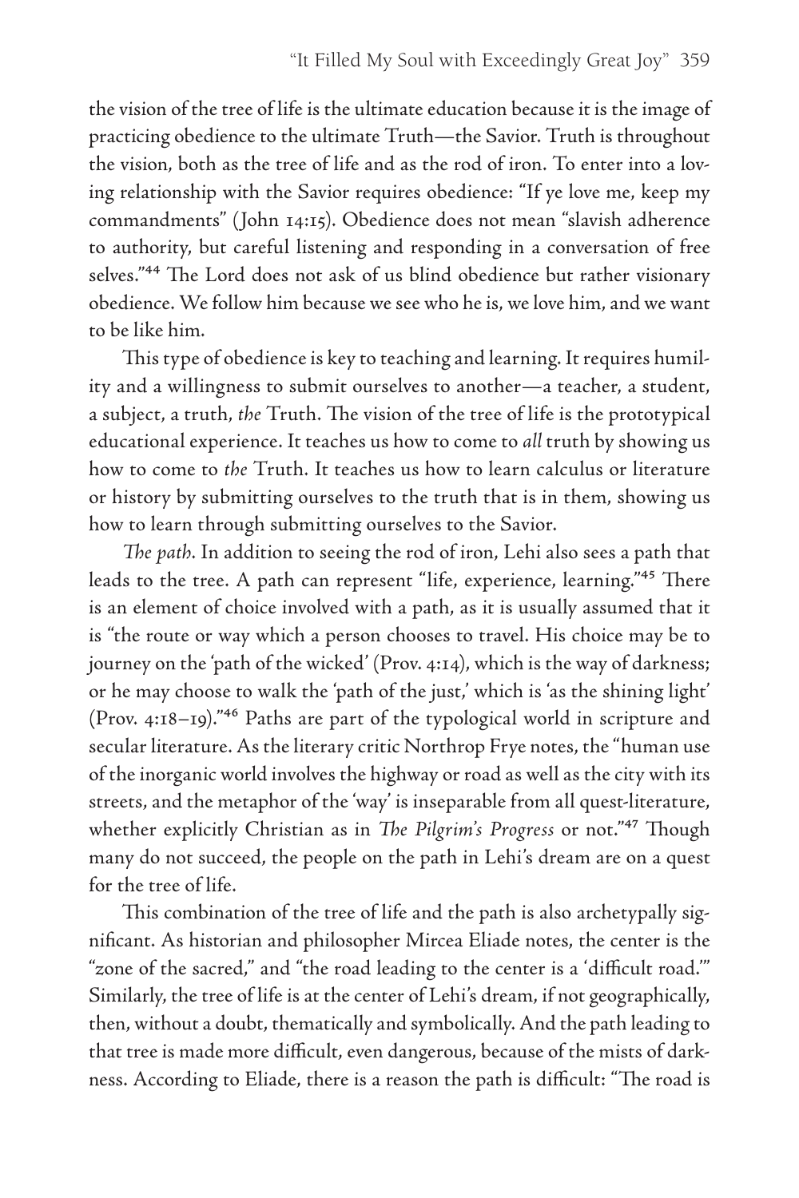the vision of the tree of life is the ultimate education because it is the image of practicing obedience to the ultimate Truth—the Savior. Truth is throughout the vision, both as the tree of life and as the rod of iron. To enter into a loving relationship with the Savior requires obedience: "If ye love me, keep my commandments" (John 14:15). Obedience does not mean "slavish adherence to authority, but careful listening and responding in a conversation of free selves."[44] The Lord does not ask of us blind obedience but rather visionary obedience. We follow him because we see who he is, we love him, and we want to be like him.

This type of obedience is key to teaching and learning. It requires humility and a willingness to submit ourselves to another—a teacher, a student, a subject, a truth, *the* Truth. The vision of the tree of life is the prototypical educational experience. It teaches us how to come to *all* truth by showing us how to come to *the* Truth. It teaches us how to learn calculus or literature or history by submitting ourselves to the truth that is in them, showing us how to learn through submitting ourselves to the Savior.

*The path.* In addition to seeing the rod of iron, Lehi also sees a path that leads to the tree. A path can represent "life, experience, learning."[45] There is an element of choice involved with a path, as it is usually assumed that it is "the route or way which a person chooses to travel. His choice may be to journey on the 'path of the wicked' (Prov. 4:14), which is the way of darkness; or he may choose to walk the 'path of the just,' which is 'as the shining light' (Prov. 4:18–19)."[46] Paths are part of the typological world in scripture and secular literature. As the literary critic Northrop Frye notes, the "human use of the inorganic world involves the highway or road as well as the city with its streets, and the metaphor of the 'way' is inseparable from all quest-literature, whether explicitly Christian as in *The Pilgrim's Progress* or not."[47] Though many do not succeed, the people on the path in Lehi's dream are on a quest for the tree of life.

This combination of the tree of life and the path is also archetypally significant. As historian and philosopher Mircea Eliade notes, the center is the "zone of the sacred," and "the road leading to the center is a 'difficult road.'" Similarly, the tree of life is at the center of Lehi's dream, if not geographically, then, without a doubt, thematically and symbolically. And the path leading to that tree is made more difficult, even dangerous, because of the mists of darkness. According to Eliade, there is a reason the path is difficult: "The road is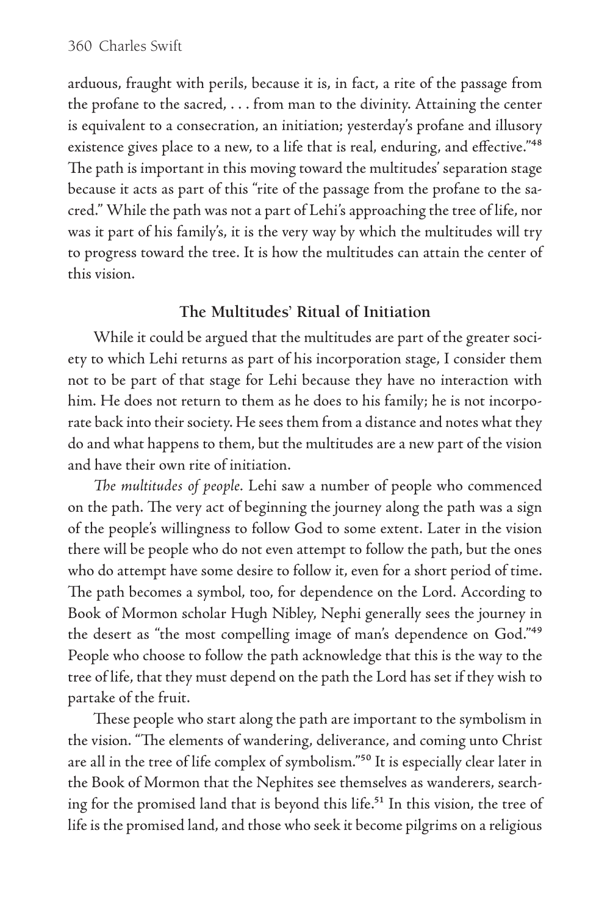arduous, fraught with perils, because it is, in fact, a rite of the passage from the profane to the sacred, . . . from man to the divinity. Attaining the center is equivalent to a consecration, an initiation; yesterday's profane and illusory existence gives place to a new, to a life that is real, enduring, and effective."[48] The path is important in this moving toward the multitudes' separation stage because it acts as part of this "rite of the passage from the profane to the sacred." While the path was not a part of Lehi's approaching the tree of life, nor was it part of his family's, it is the very way by which the multitudes will try to progress toward the tree. It is how the multitudes can attain the center of this vision.

## The Multitudes' Ritual of Initiation

While it could be argued that the multitudes are part of the greater society to which Lehi returns as part of his incorporation stage, I consider them not to be part of that stage for Lehi because they have no interaction with him. He does not return to them as he does to his family; he is not incorporate back into their society. He sees them from a distance and notes what they do and what happens to them, but the multitudes are a new part of the vision and have their own rite of initiation.

*The multitudes of people.* Lehi saw a number of people who commenced on the path. The very act of beginning the journey along the path was a sign of the people's willingness to follow God to some extent. Later in the vision there will be people who do not even attempt to follow the path, but the ones who do attempt have some desire to follow it, even for a short period of time. The path becomes a symbol, too, for dependence on the Lord. According to Book of Mormon scholar Hugh Nibley, Nephi generally sees the journey in the desert as "the most compelling image of man's dependence on God."[49] People who choose to follow the path acknowledge that this is the way to the tree of life, that they must depend on the path the Lord has set if they wish to partake of the fruit.

These people who start along the path are important to the symbolism in the vision. "The elements of wandering, deliverance, and coming unto Christ are all in the tree of life complex of symbolism."[50] It is especially clear later in the Book of Mormon that the Nephites see themselves as wanderers, searching for the promised land that is beyond this life.[51] In this vision, the tree of life is the promised land, and those who seek it become pilgrims on a religious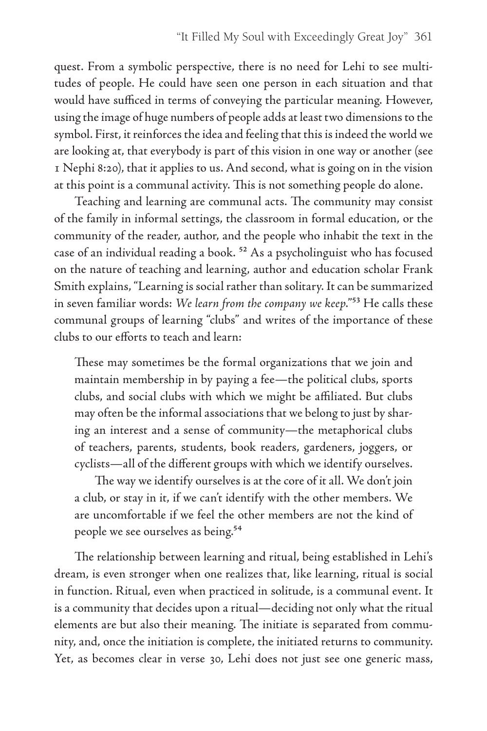quest. From a symbolic perspective, there is no need for Lehi to see multitudes of people. He could have seen one person in each situation and that would have sufficed in terms of conveying the particular meaning. However, using the image of huge numbers of people adds at least two dimensions to the symbol. First, it reinforces the idea and feeling that this is indeed the world we are looking at, that everybody is part of this vision in one way or another (see 1 Nephi 8:20), that it applies to us. And second, what is going on in the vision at this point is a communal activity. This is not something people do alone.

Teaching and learning are communal acts. The community may consist of the family in informal settings, the classroom in formal education, or the community of the reader, author, and the people who inhabit the text in the case of an individual reading a book. [52] As a psycholinguist who has focused on the nature of teaching and learning, author and education scholar Frank Smith explains, "Learning is social rather than solitary. It can be summarized in seven familiar words: *We learn from the company we keep*."[53] He calls these communal groups of learning "clubs" and writes of the importance of these clubs to our efforts to teach and learn:

> These may sometimes be the formal organizations that we join and maintain membership in by paying a fee—the political clubs, sports clubs, and social clubs with which we might be affiliated. But clubs may often be the informal associations that we belong to just by sharing an interest and a sense of community—the metaphorical clubs of teachers, parents, students, book readers, gardeners, joggers, or cyclists—all of the different groups with which we identify ourselves.
>
> The way we identify ourselves is at the core of it all. We don't join a club, or stay in it, if we can't identify with the other members. We are uncomfortable if we feel the other members are not the kind of people we see ourselves as being.[54]

The relationship between learning and ritual, being established in Lehi's dream, is even stronger when one realizes that, like learning, ritual is social in function. Ritual, even when practiced in solitude, is a communal event. It is a community that decides upon a ritual—deciding not only what the ritual elements are but also their meaning. The initiate is separated from community, and, once the initiation is complete, the initiated returns to community. Yet, as becomes clear in verse 30, Lehi does not just see one generic mass,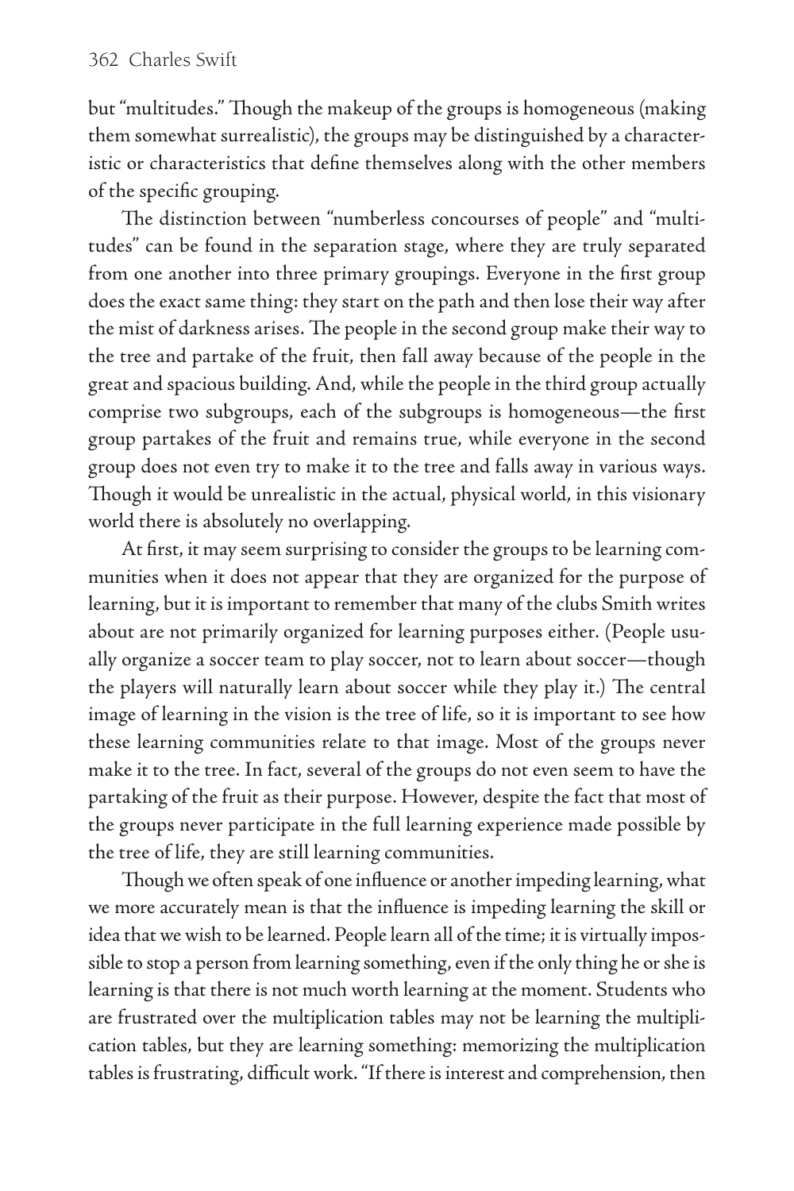but "multitudes." Though the makeup of the groups is homogeneous (making them somewhat surrealistic), the groups may be distinguished by a characteristic or characteristics that define themselves along with the other members of the specific grouping.

The distinction between "numberless concourses of people" and "multitudes" can be found in the separation stage, where they are truly separated from one another into three primary groupings. Everyone in the first group does the exact same thing: they start on the path and then lose their way after the mist of darkness arises. The people in the second group make their way to the tree and partake of the fruit, then fall away because of the people in the great and spacious building. And, while the people in the third group actually comprise two subgroups, each of the subgroups is homogeneous—the first group partakes of the fruit and remains true, while everyone in the second group does not even try to make it to the tree and falls away in various ways. Though it would be unrealistic in the actual, physical world, in this visionary world there is absolutely no overlapping.

At first, it may seem surprising to consider the groups to be learning communities when it does not appear that they are organized for the purpose of learning, but it is important to remember that many of the clubs Smith writes about are not primarily organized for learning purposes either. (People usually organize a soccer team to play soccer, not to learn about soccer—though the players will naturally learn about soccer while they play it.) The central image of learning in the vision is the tree of life, so it is important to see how these learning communities relate to that image. Most of the groups never make it to the tree. In fact, several of the groups do not even seem to have the partaking of the fruit as their purpose. However, despite the fact that most of the groups never participate in the full learning experience made possible by the tree of life, they are still learning communities.

Though we often speak of one influence or another impeding learning, what we more accurately mean is that the influence is impeding learning the skill or idea that we wish to be learned. People learn all of the time; it is virtually impossible to stop a person from learning something, even if the only thing he or she is learning is that there is not much worth learning at the moment. Students who are frustrated over the multiplication tables may not be learning the multiplication tables, but they are learning something: memorizing the multiplication tables is frustrating, difficult work. "If there is interest and comprehension, then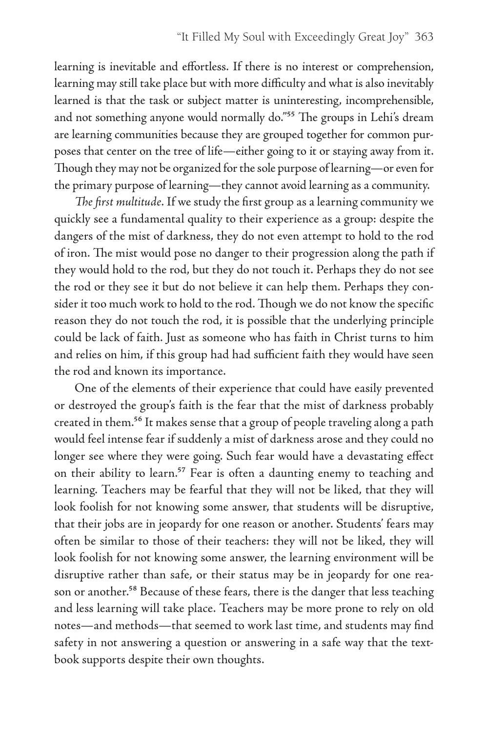learning is inevitable and effortless. If there is no interest or comprehension, learning may still take place but with more difficulty and what is also inevitably learned is that the task or subject matter is uninteresting, incomprehensible, and not something anyone would normally do."[55] The groups in Lehi's dream are learning communities because they are grouped together for common purposes that center on the tree of life—either going to it or staying away from it. Though they may not be organized for the sole purpose of learning—or even for the primary purpose of learning—they cannot avoid learning as a community.

*The first multitude*. If we study the first group as a learning community we quickly see a fundamental quality to their experience as a group: despite the dangers of the mist of darkness, they do not even attempt to hold to the rod of iron. The mist would pose no danger to their progression along the path if they would hold to the rod, but they do not touch it. Perhaps they do not see the rod or they see it but do not believe it can help them. Perhaps they consider it too much work to hold to the rod. Though we do not know the specific reason they do not touch the rod, it is possible that the underlying principle could be lack of faith. Just as someone who has faith in Christ turns to him and relies on him, if this group had had sufficient faith they would have seen the rod and known its importance.

One of the elements of their experience that could have easily prevented or destroyed the group's faith is the fear that the mist of darkness probably created in them.[56] It makes sense that a group of people traveling along a path would feel intense fear if suddenly a mist of darkness arose and they could no longer see where they were going. Such fear would have a devastating effect on their ability to learn.[57] Fear is often a daunting enemy to teaching and learning. Teachers may be fearful that they will not be liked, that they will look foolish for not knowing some answer, that students will be disruptive, that their jobs are in jeopardy for one reason or another. Students' fears may often be similar to those of their teachers: they will not be liked, they will look foolish for not knowing some answer, the learning environment will be disruptive rather than safe, or their status may be in jeopardy for one reason or another.[58] Because of these fears, there is the danger that less teaching and less learning will take place. Teachers may be more prone to rely on old notes—and methods—that seemed to work last time, and students may find safety in not answering a question or answering in a safe way that the textbook supports despite their own thoughts.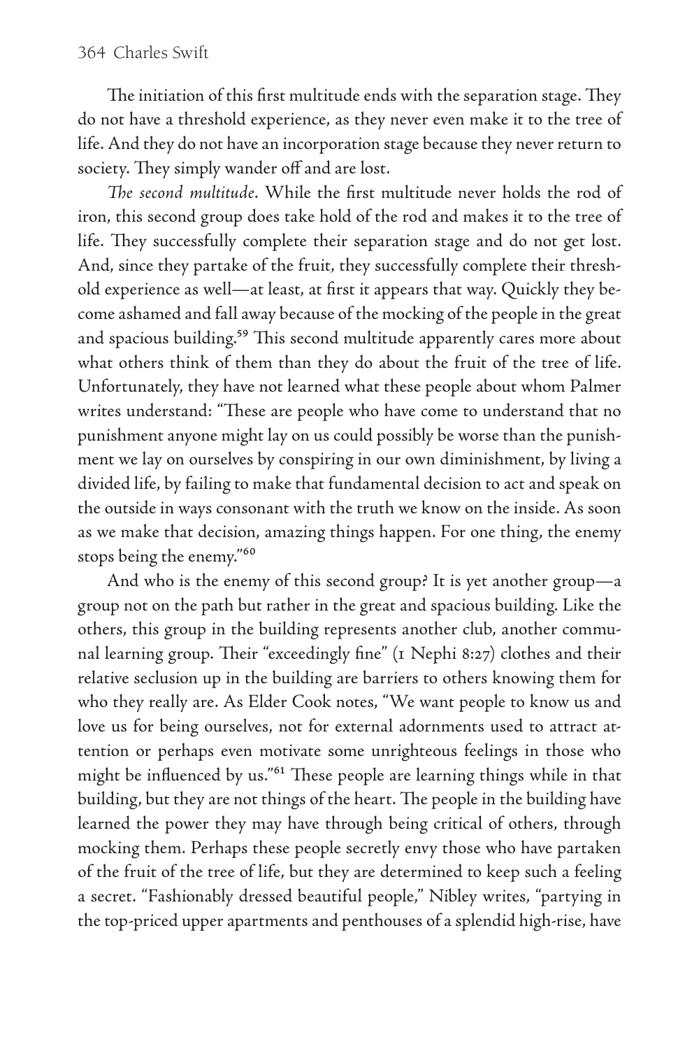The initiation of this first multitude ends with the separation stage. They do not have a threshold experience, as they never even make it to the tree of life. And they do not have an incorporation stage because they never return to society. They simply wander off and are lost.

*The second multitude*. While the first multitude never holds the rod of iron, this second group does take hold of the rod and makes it to the tree of life. They successfully complete their separation stage and do not get lost. And, since they partake of the fruit, they successfully complete their threshold experience as well—at least, at first it appears that way. Quickly they become ashamed and fall away because of the mocking of the people in the great and spacious building.[59] This second multitude apparently cares more about what others think of them than they do about the fruit of the tree of life. Unfortunately, they have not learned what these people about whom Palmer writes understand: "These are people who have come to understand that no punishment anyone might lay on us could possibly be worse than the punishment we lay on ourselves by conspiring in our own diminishment, by living a divided life, by failing to make that fundamental decision to act and speak on the outside in ways consonant with the truth we know on the inside. As soon as we make that decision, amazing things happen. For one thing, the enemy stops being the enemy."[60]

And who is the enemy of this second group? It is yet another group—a group not on the path but rather in the great and spacious building. Like the others, this group in the building represents another club, another communal learning group. Their "exceedingly fine" (1 Nephi 8:27) clothes and their relative seclusion up in the building are barriers to others knowing them for who they really are. As Elder Cook notes, "We want people to know us and love us for being ourselves, not for external adornments used to attract attention or perhaps even motivate some unrighteous feelings in those who might be influenced by us."[61] These people are learning things while in that building, but they are not things of the heart. The people in the building have learned the power they may have through being critical of others, through mocking them. Perhaps these people secretly envy those who have partaken of the fruit of the tree of life, but they are determined to keep such a feeling a secret. "Fashionably dressed beautiful people," Nibley writes, "partying in the top-priced upper apartments and penthouses of a splendid high-rise, have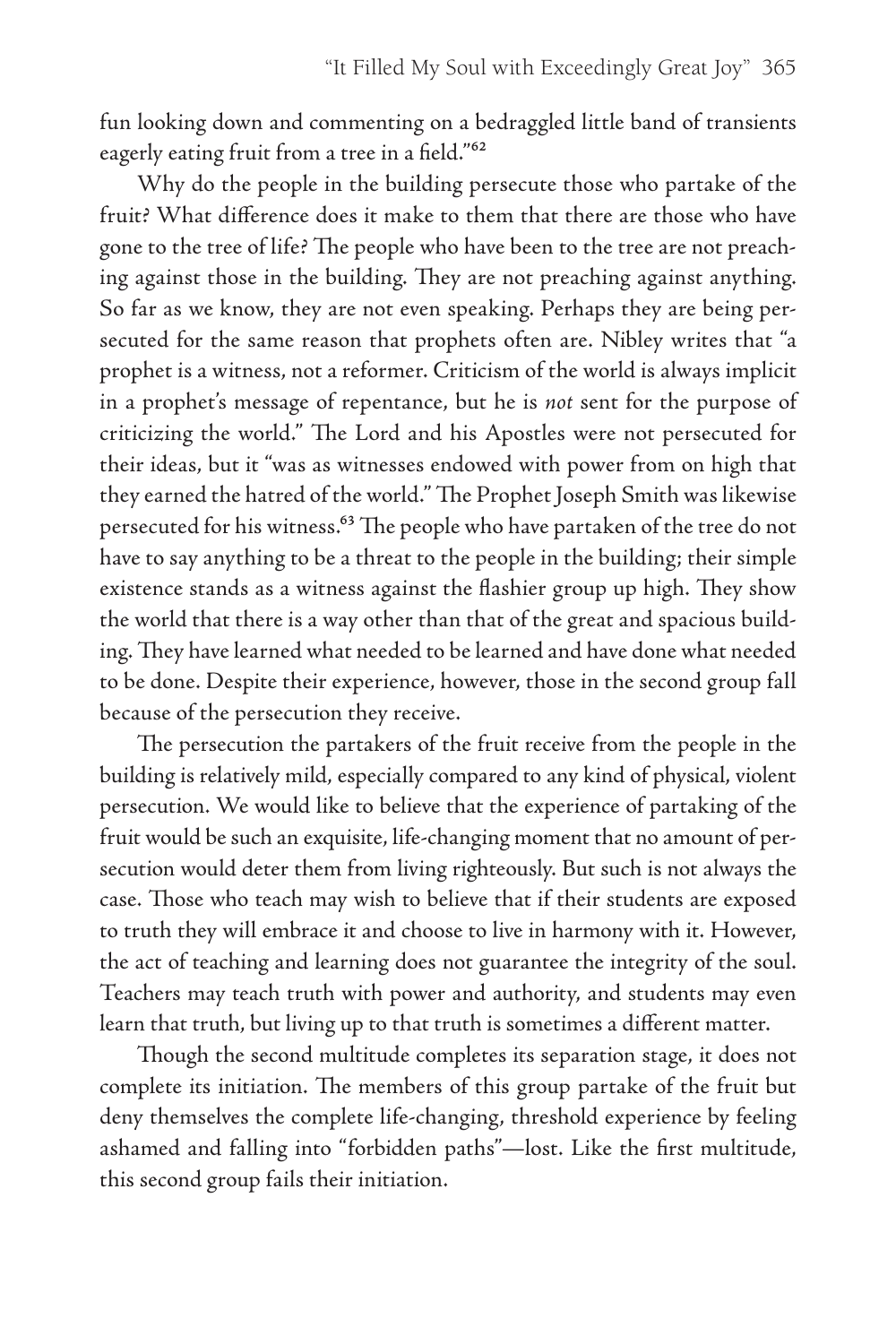fun looking down and commenting on a bedraggled little band of transients eagerly eating fruit from a tree in a field."[62]

Why do the people in the building persecute those who partake of the fruit? What difference does it make to them that there are those who have gone to the tree of life? The people who have been to the tree are not preaching against those in the building. They are not preaching against anything. So far as we know, they are not even speaking. Perhaps they are being persecuted for the same reason that prophets often are. Nibley writes that "a prophet is a witness, not a reformer. Criticism of the world is always implicit in a prophet's message of repentance, but he is *not* sent for the purpose of criticizing the world." The Lord and his Apostles were not persecuted for their ideas, but it "was as witnesses endowed with power from on high that they earned the hatred of the world." The Prophet Joseph Smith was likewise persecuted for his witness.[63] The people who have partaken of the tree do not have to say anything to be a threat to the people in the building; their simple existence stands as a witness against the flashier group up high. They show the world that there is a way other than that of the great and spacious building. They have learned what needed to be learned and have done what needed to be done. Despite their experience, however, those in the second group fall because of the persecution they receive.

The persecution the partakers of the fruit receive from the people in the building is relatively mild, especially compared to any kind of physical, violent persecution. We would like to believe that the experience of partaking of the fruit would be such an exquisite, life-changing moment that no amount of persecution would deter them from living righteously. But such is not always the case. Those who teach may wish to believe that if their students are exposed to truth they will embrace it and choose to live in harmony with it. However, the act of teaching and learning does not guarantee the integrity of the soul. Teachers may teach truth with power and authority, and students may even learn that truth, but living up to that truth is sometimes a different matter.

Though the second multitude completes its separation stage, it does not complete its initiation. The members of this group partake of the fruit but deny themselves the complete life-changing, threshold experience by feeling ashamed and falling into "forbidden paths"—lost. Like the first multitude, this second group fails their initiation.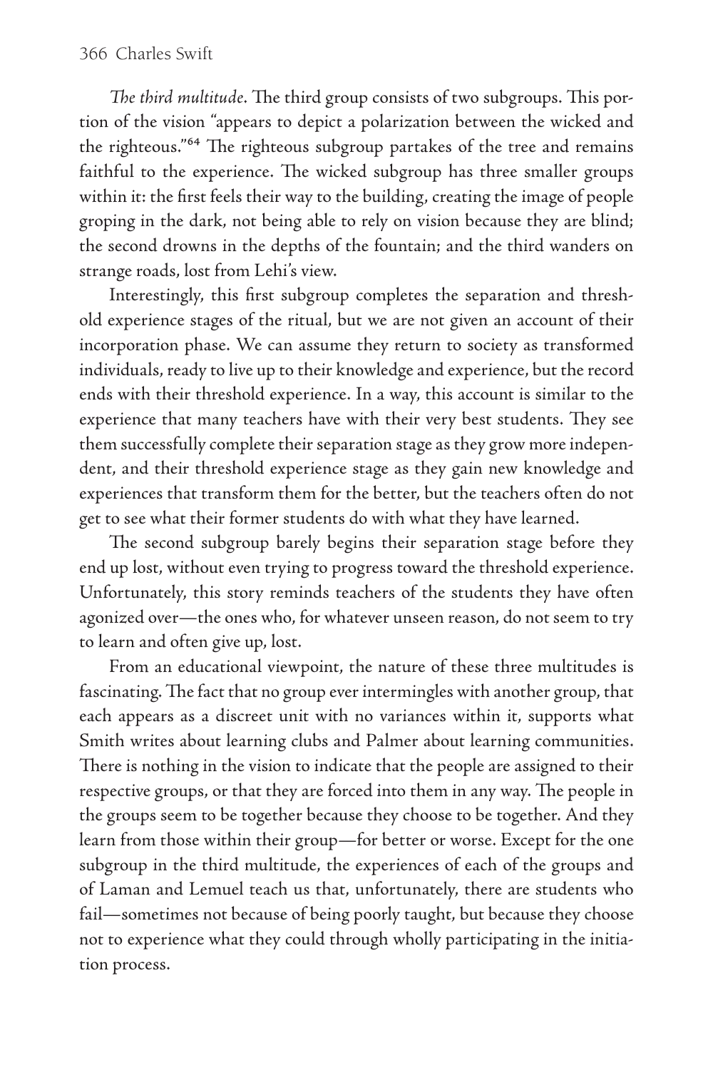*The third multitude*. The third group consists of two subgroups. This portion of the vision "appears to depict a polarization between the wicked and the righteous."[64] The righteous subgroup partakes of the tree and remains faithful to the experience. The wicked subgroup has three smaller groups within it: the first feels their way to the building, creating the image of people groping in the dark, not being able to rely on vision because they are blind; the second drowns in the depths of the fountain; and the third wanders on strange roads, lost from Lehi's view.

Interestingly, this first subgroup completes the separation and threshold experience stages of the ritual, but we are not given an account of their incorporation phase. We can assume they return to society as transformed individuals, ready to live up to their knowledge and experience, but the record ends with their threshold experience. In a way, this account is similar to the experience that many teachers have with their very best students. They see them successfully complete their separation stage as they grow more independent, and their threshold experience stage as they gain new knowledge and experiences that transform them for the better, but the teachers often do not get to see what their former students do with what they have learned.

The second subgroup barely begins their separation stage before they end up lost, without even trying to progress toward the threshold experience. Unfortunately, this story reminds teachers of the students they have often agonized over—the ones who, for whatever unseen reason, do not seem to try to learn and often give up, lost.

From an educational viewpoint, the nature of these three multitudes is fascinating. The fact that no group ever intermingles with another group, that each appears as a discreet unit with no variances within it, supports what Smith writes about learning clubs and Palmer about learning communities. There is nothing in the vision to indicate that the people are assigned to their respective groups, or that they are forced into them in any way. The people in the groups seem to be together because they choose to be together. And they learn from those within their group—for better or worse. Except for the one subgroup in the third multitude, the experiences of each of the groups and of Laman and Lemuel teach us that, unfortunately, there are students who fail—sometimes not because of being poorly taught, but because they choose not to experience what they could through wholly participating in the initiation process.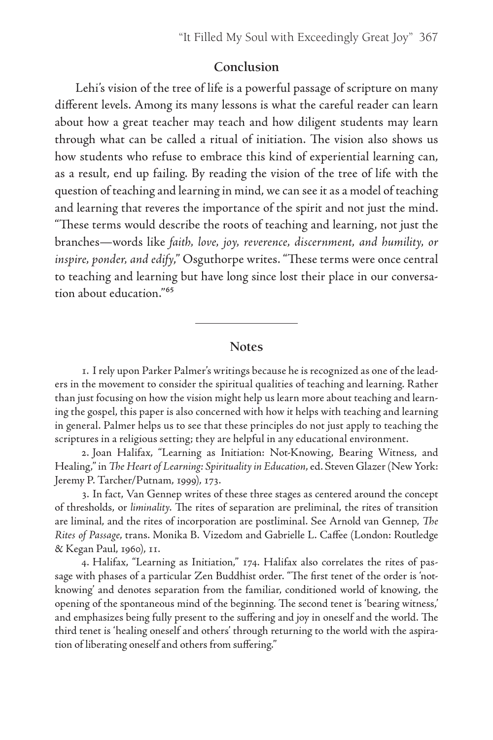## Conclusion

Lehi's vision of the tree of life is a powerful passage of scripture on many different levels. Among its many lessons is what the careful reader can learn about how a great teacher may teach and how diligent students may learn through what can be called a ritual of initiation. The vision also shows us how students who refuse to embrace this kind of experiential learning can, as a result, end up failing. By reading the vision of the tree of life with the question of teaching and learning in mind, we can see it as a model of teaching and learning that reveres the importance of the spirit and not just the mind. "These terms would describe the roots of teaching and learning, not just the branches—words like *faith, love, joy, reverence, discernment, and humility, or inspire, ponder, and edify*," Osguthorpe writes. "These terms were once central to teaching and learning but have long since lost their place in our conversation about education."[65]

---

## Notes

1. I rely upon Parker Palmer's writings because he is recognized as one of the leaders in the movement to consider the spiritual qualities of teaching and learning. Rather than just focusing on how the vision might help us learn more about teaching and learning the gospel, this paper is also concerned with how it helps with teaching and learning in general. Palmer helps us to see that these principles do not just apply to teaching the scriptures in a religious setting; they are helpful in any educational environment.

2. Joan Halifax, "Learning as Initiation: Not-Knowing, Bearing Witness, and Healing," in *The Heart of Learning: Spirituality in Education*, ed. Steven Glazer (New York: Jeremy P. Tarcher/Putnam, 1999), 173.

3. In fact, Van Gennep writes of these three stages as centered around the concept of thresholds, or *liminality*. The rites of separation are preliminal, the rites of transition are liminal, and the rites of incorporation are postliminal. See Arnold van Gennep, *The Rites of Passage*, trans. Monika B. Vizedom and Gabrielle L. Caffee (London: Routledge & Kegan Paul, 1960), 11.

4. Halifax, "Learning as Initiation," 174. Halifax also correlates the rites of passage with phases of a particular Zen Buddhist order. "The first tenet of the order is 'not-knowing' and denotes separation from the familiar, conditioned world of knowing, the opening of the spontaneous mind of the beginning. The second tenet is 'bearing witness,' and emphasizes being fully present to the suffering and joy in oneself and the world. The third tenet is 'healing oneself and others' through returning to the world with the aspiration of liberating oneself and others from suffering."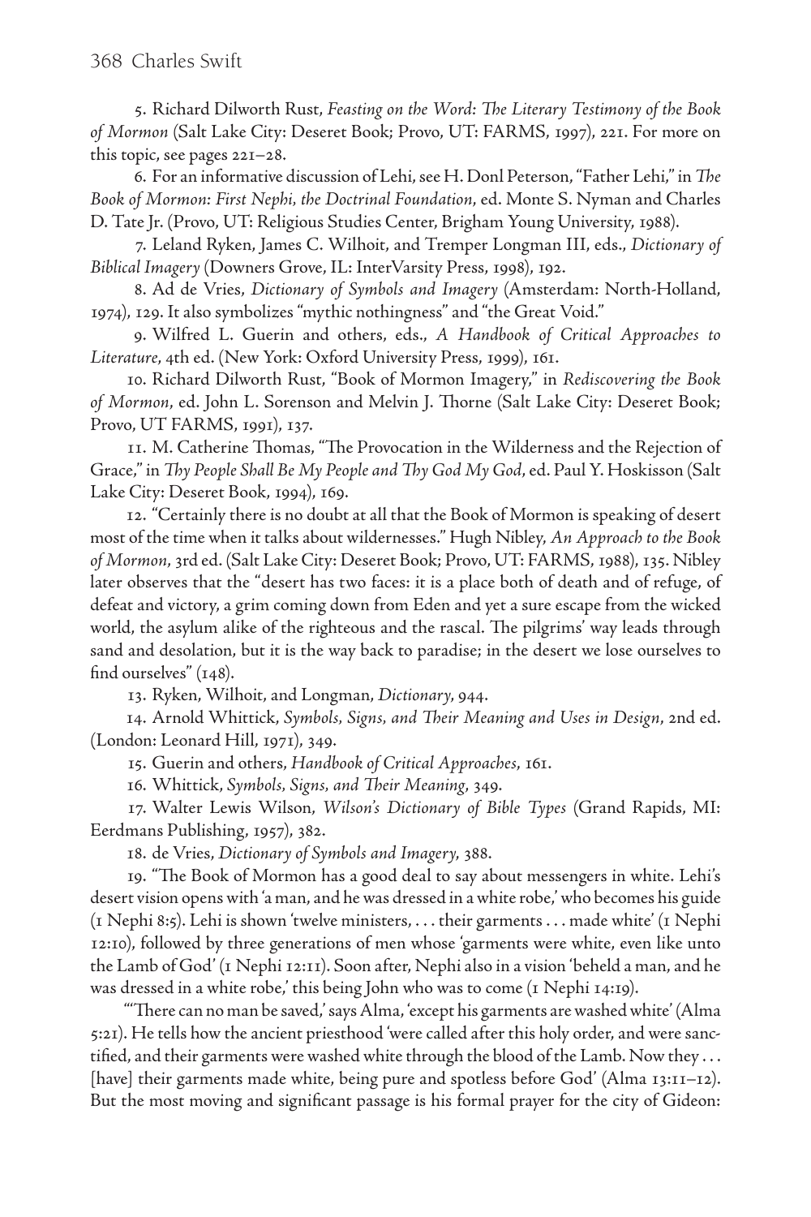5. Richard Dilworth Rust, *Feasting on the Word: The Literary Testimony of the Book of Mormon* (Salt Lake City: Deseret Book; Provo, UT: FARMS, 1997), 221. For more on this topic, see pages 221–28.

6. For an informative discussion of Lehi, see H. Donl Peterson, "Father Lehi," in *The Book of Mormon: First Nephi, the Doctrinal Foundation*, ed. Monte S. Nyman and Charles D. Tate Jr. (Provo, UT: Religious Studies Center, Brigham Young University, 1988).

7. Leland Ryken, James C. Wilhoit, and Tremper Longman III, eds., *Dictionary of Biblical Imagery* (Downers Grove, IL: InterVarsity Press, 1998), 192.

8. Ad de Vries, *Dictionary of Symbols and Imagery* (Amsterdam: North-Holland, 1974), 129. It also symbolizes "mythic nothingness" and "the Great Void."

9. Wilfred L. Guerin and others, eds., *A Handbook of Critical Approaches to Literature*, 4th ed. (New York: Oxford University Press, 1999), 161.

10. Richard Dilworth Rust, "Book of Mormon Imagery," in *Rediscovering the Book of Mormon*, ed. John L. Sorenson and Melvin J. Thorne (Salt Lake City: Deseret Book; Provo, UT FARMS, 1991), 137.

11. M. Catherine Thomas, "The Provocation in the Wilderness and the Rejection of Grace," in *Thy People Shall Be My People and Thy God My God*, ed. Paul Y. Hoskisson (Salt Lake City: Deseret Book, 1994), 169.

12. "Certainly there is no doubt at all that the Book of Mormon is speaking of desert most of the time when it talks about wildernesses." Hugh Nibley, *An Approach to the Book of Mormon*, 3rd ed. (Salt Lake City: Deseret Book; Provo, UT: FARMS, 1988), 135. Nibley later observes that the "desert has two faces: it is a place both of death and of refuge, of defeat and victory, a grim coming down from Eden and yet a sure escape from the wicked world, the asylum alike of the righteous and the rascal. The pilgrims' way leads through sand and desolation, but it is the way back to paradise; in the desert we lose ourselves to find ourselves" (148).

13. Ryken, Wilhoit, and Longman, *Dictionary*, 944.

14. Arnold Whittick, *Symbols, Signs, and Their Meaning and Uses in Design*, 2nd ed. (London: Leonard Hill, 1971), 349.

15. Guerin and others, *Handbook of Critical Approaches*, 161.

16. Whittick, *Symbols, Signs, and Their Meaning*, 349.

17. Walter Lewis Wilson, *Wilson's Dictionary of Bible Types* (Grand Rapids, MI: Eerdmans Publishing, 1957), 382.

18. de Vries, *Dictionary of Symbols and Imagery*, 388.

19. "The Book of Mormon has a good deal to say about messengers in white. Lehi's desert vision opens with 'a man, and he was dressed in a white robe,' who becomes his guide (1 Nephi 8:5). Lehi is shown 'twelve ministers, . . . their garments . . . made white' (1 Nephi 12:10), followed by three generations of men whose 'garments were white, even like unto the Lamb of God' (1 Nephi 12:11). Soon after, Nephi also in a vision 'beheld a man, and he was dressed in a white robe,' this being John who was to come (1 Nephi 14:19).

"'There can no man be saved,' says Alma, 'except his garments are washed white' (Alma 5:21). He tells how the ancient priesthood 'were called after this holy order, and were sanctified, and their garments were washed white through the blood of the Lamb. Now they . . . [have] their garments made white, being pure and spotless before God' (Alma 13:11–12). But the most moving and significant passage is his formal prayer for the city of Gideon: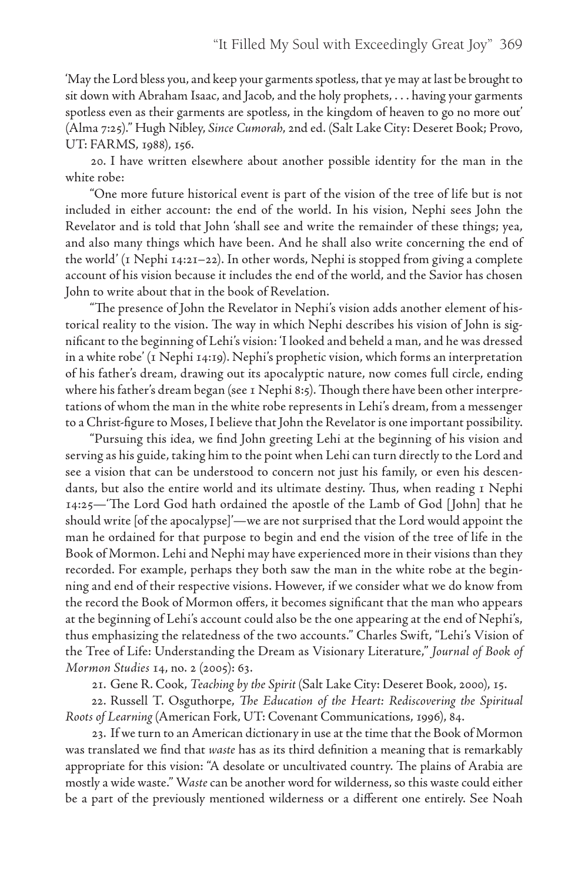'May the Lord bless you, and keep your garments spotless, that ye may at last be brought to sit down with Abraham Isaac, and Jacob, and the holy prophets, . . . having your garments spotless even as their garments are spotless, in the kingdom of heaven to go no more out' (Alma 7:25)." Hugh Nibley, *Since Cumorah*, 2nd ed. (Salt Lake City: Deseret Book; Provo, UT: FARMS, 1988), 156.

20. I have written elsewhere about another possible identity for the man in the white robe:

"One more future historical event is part of the vision of the tree of life but is not included in either account: the end of the world. In his vision, Nephi sees John the Revelator and is told that John 'shall see and write the remainder of these things; yea, and also many things which have been. And he shall also write concerning the end of the world' (1 Nephi 14:21–22). In other words, Nephi is stopped from giving a complete account of his vision because it includes the end of the world, and the Savior has chosen John to write about that in the book of Revelation.

"The presence of John the Revelator in Nephi's vision adds another element of historical reality to the vision. The way in which Nephi describes his vision of John is significant to the beginning of Lehi's vision: 'I looked and beheld a man, and he was dressed in a white robe' (1 Nephi 14:19). Nephi's prophetic vision, which forms an interpretation of his father's dream, drawing out its apocalyptic nature, now comes full circle, ending where his father's dream began (see 1 Nephi 8:5). Though there have been other interpretations of whom the man in the white robe represents in Lehi's dream, from a messenger to a Christ-figure to Moses, I believe that John the Revelator is one important possibility.

"Pursuing this idea, we find John greeting Lehi at the beginning of his vision and serving as his guide, taking him to the point when Lehi can turn directly to the Lord and see a vision that can be understood to concern not just his family, or even his descendants, but also the entire world and its ultimate destiny. Thus, when reading 1 Nephi 14:25—'The Lord God hath ordained the apostle of the Lamb of God [John] that he should write [of the apocalypse]'—we are not surprised that the Lord would appoint the man he ordained for that purpose to begin and end the vision of the tree of life in the Book of Mormon. Lehi and Nephi may have experienced more in their visions than they recorded. For example, perhaps they both saw the man in the white robe at the beginning and end of their respective visions. However, if we consider what we do know from the record the Book of Mormon offers, it becomes significant that the man who appears at the beginning of Lehi's account could also be the one appearing at the end of Nephi's, thus emphasizing the relatedness of the two accounts." Charles Swift, "Lehi's Vision of the Tree of Life: Understanding the Dream as Visionary Literature," *Journal of Book of Mormon Studies* 14, no. 2 (2005): 63.

21. Gene R. Cook, *Teaching by the Spirit* (Salt Lake City: Deseret Book, 2000), 15.

22. Russell T. Osguthorpe, *The Education of the Heart: Rediscovering the Spiritual Roots of Learning* (American Fork, UT: Covenant Communications, 1996), 84.

23. If we turn to an American dictionary in use at the time that the Book of Mormon was translated we find that *waste* has as its third definition a meaning that is remarkably appropriate for this vision: "A desolate or uncultivated country. The plains of Arabia are mostly a wide waste." *Waste* can be another word for wilderness, so this waste could either be a part of the previously mentioned wilderness or a different one entirely. See Noah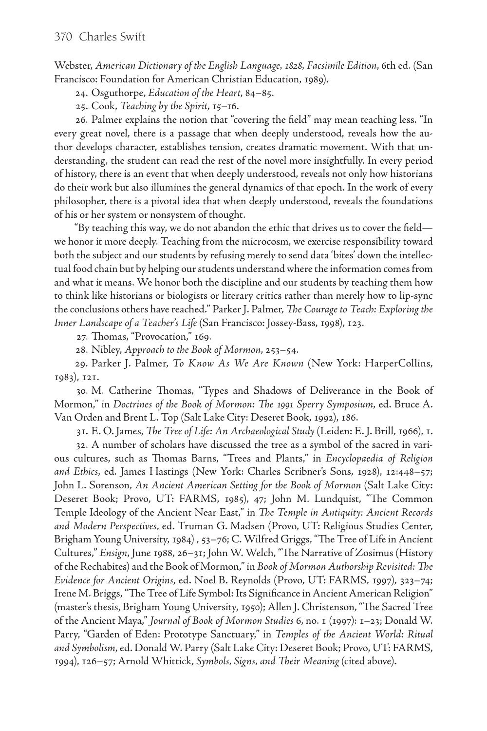Webster, *American Dictionary of the English Language, 1828, Facsimile Edition*, 6th ed. (San Francisco: Foundation for American Christian Education, 1989).

24. Osguthorpe, *Education of the Heart*, 84–85.

25. Cook, *Teaching by the Spirit*, 15–16.

26. Palmer explains the notion that "covering the field" may mean teaching less. "In every great novel, there is a passage that when deeply understood, reveals how the author develops character, establishes tension, creates dramatic movement. With that understanding, the student can read the rest of the novel more insightfully. In every period of history, there is an event that when deeply understood, reveals not only how historians do their work but also illumines the general dynamics of that epoch. In the work of every philosopher, there is a pivotal idea that when deeply understood, reveals the foundations of his or her system or nonsystem of thought.

"By teaching this way, we do not abandon the ethic that drives us to cover the field—we honor it more deeply. Teaching from the microcosm, we exercise responsibility toward both the subject and our students by refusing merely to send data 'bites' down the intellectual food chain but by helping our students understand where the information comes from and what it means. We honor both the discipline and our students by teaching them how to think like historians or biologists or literary critics rather than merely how to lip-sync the conclusions others have reached." Parker J. Palmer, *The Courage to Teach: Exploring the Inner Landscape of a Teacher's Life* (San Francisco: Jossey-Bass, 1998), 123.

27. Thomas, "Provocation," 169.

28. Nibley, *Approach to the Book of Mormon*, 253–54.

29. Parker J. Palmer, *To Know As We Are Known* (New York: HarperCollins, 1983), 121.

30. M. Catherine Thomas, "Types and Shadows of Deliverance in the Book of Mormon," in *Doctrines of the Book of Mormon: The 1991 Sperry Symposium*, ed. Bruce A. Van Orden and Brent L. Top (Salt Lake City: Deseret Book, 1992), 186.

31. E. O. James, *The Tree of Life: An Archaeological Study* (Leiden: E. J. Brill, 1966), 1.

32. A number of scholars have discussed the tree as a symbol of the sacred in various cultures, such as Thomas Barns, "Trees and Plants," in *Encyclopaedia of Religion and Ethics*, ed. James Hastings (New York: Charles Scribner's Sons, 1928), 12:448–57; John L. Sorenson, *An Ancient American Setting for the Book of Mormon* (Salt Lake City: Deseret Book; Provo, UT: FARMS, 1985), 47; John M. Lundquist, "The Common Temple Ideology of the Ancient Near East," in *The Temple in Antiquity: Ancient Records and Modern Perspectives*, ed. Truman G. Madsen (Provo, UT: Religious Studies Center, Brigham Young University, 1984) , 53–76; C. Wilfred Griggs, "The Tree of Life in Ancient Cultures," *Ensign*, June 1988, 26–31; John W. Welch, "The Narrative of Zosimus (History of the Rechabites) and the Book of Mormon," in *Book of Mormon Authorship Revisited: The Evidence for Ancient Origins*, ed. Noel B. Reynolds (Provo, UT: FARMS, 1997), 323–74; Irene M. Briggs, "The Tree of Life Symbol: Its Significance in Ancient American Religion" (master's thesis, Brigham Young University, 1950); Allen J. Christenson, "The Sacred Tree of the Ancient Maya," *Journal of Book of Mormon Studies* 6, no. 1 (1997): 1–23; Donald W. Parry, "Garden of Eden: Prototype Sanctuary," in *Temples of the Ancient World: Ritual and Symbolism*, ed. Donald W. Parry (Salt Lake City: Deseret Book; Provo, UT: FARMS, 1994), 126–57; Arnold Whittick, *Symbols, Signs, and Their Meaning* (cited above).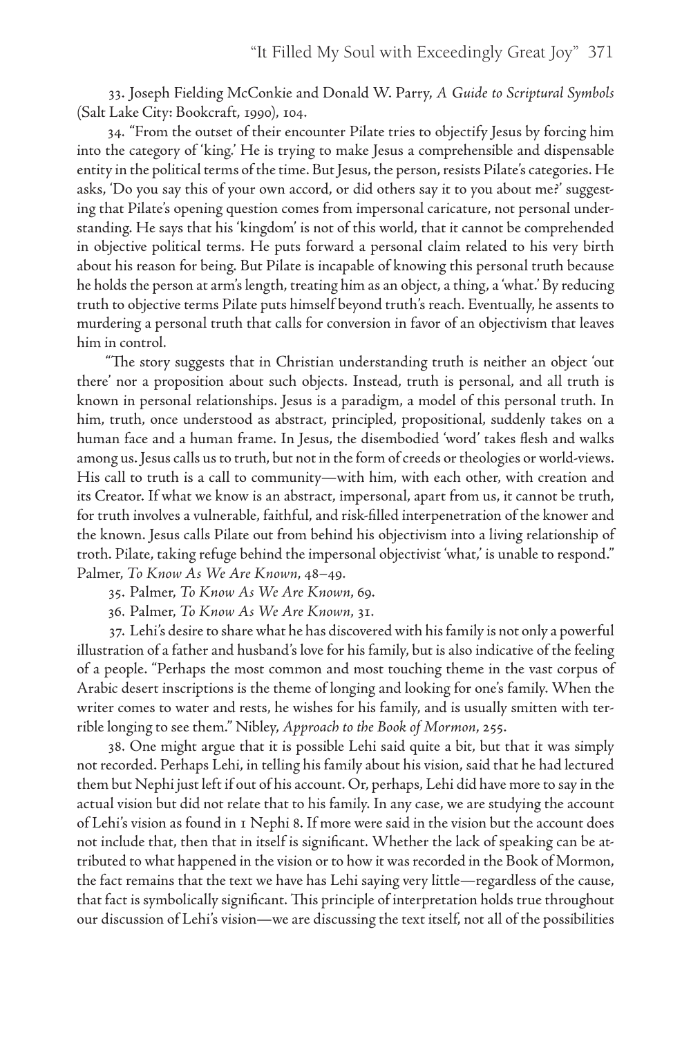33. Joseph Fielding McConkie and Donald W. Parry, *A Guide to Scriptural Symbols* (Salt Lake City: Bookcraft, 1990), 104.

34. "From the outset of their encounter Pilate tries to objectify Jesus by forcing him into the category of 'king.' He is trying to make Jesus a comprehensible and dispensable entity in the political terms of the time. But Jesus, the person, resists Pilate's categories. He asks, 'Do you say this of your own accord, or did others say it to you about me?' suggesting that Pilate's opening question comes from impersonal caricature, not personal understanding. He says that his 'kingdom' is not of this world, that it cannot be comprehended in objective political terms. He puts forward a personal claim related to his very birth about his reason for being. But Pilate is incapable of knowing this personal truth because he holds the person at arm's length, treating him as an object, a thing, a 'what.' By reducing truth to objective terms Pilate puts himself beyond truth's reach. Eventually, he assents to murdering a personal truth that calls for conversion in favor of an objectivism that leaves him in control.

"The story suggests that in Christian understanding truth is neither an object 'out there' nor a proposition about such objects. Instead, truth is personal, and all truth is known in personal relationships. Jesus is a paradigm, a model of this personal truth. In him, truth, once understood as abstract, principled, propositional, suddenly takes on a human face and a human frame. In Jesus, the disembodied 'word' takes flesh and walks among us. Jesus calls us to truth, but not in the form of creeds or theologies or world-views. His call to truth is a call to community—with him, with each other, with creation and its Creator. If what we know is an abstract, impersonal, apart from us, it cannot be truth, for truth involves a vulnerable, faithful, and risk-filled interpenetration of the knower and the known. Jesus calls Pilate out from behind his objectivism into a living relationship of troth. Pilate, taking refuge behind the impersonal objectivist 'what,' is unable to respond." Palmer, *To Know As We Are Known*, 48–49.

35. Palmer, *To Know As We Are Known*, 69.

36. Palmer, *To Know As We Are Known*, 31.

37. Lehi's desire to share what he has discovered with his family is not only a powerful illustration of a father and husband's love for his family, but is also indicative of the feeling of a people. "Perhaps the most common and most touching theme in the vast corpus of Arabic desert inscriptions is the theme of longing and looking for one's family. When the writer comes to water and rests, he wishes for his family, and is usually smitten with terrible longing to see them." Nibley, *Approach to the Book of Mormon*, 255.

38. One might argue that it is possible Lehi said quite a bit, but that it was simply not recorded. Perhaps Lehi, in telling his family about his vision, said that he had lectured them but Nephi just left if out of his account. Or, perhaps, Lehi did have more to say in the actual vision but did not relate that to his family. In any case, we are studying the account of Lehi's vision as found in 1 Nephi 8. If more were said in the vision but the account does not include that, then that in itself is significant. Whether the lack of speaking can be attributed to what happened in the vision or to how it was recorded in the Book of Mormon, the fact remains that the text we have has Lehi saying very little—regardless of the cause, that fact is symbolically significant. This principle of interpretation holds true throughout our discussion of Lehi's vision—we are discussing the text itself, not all of the possibilities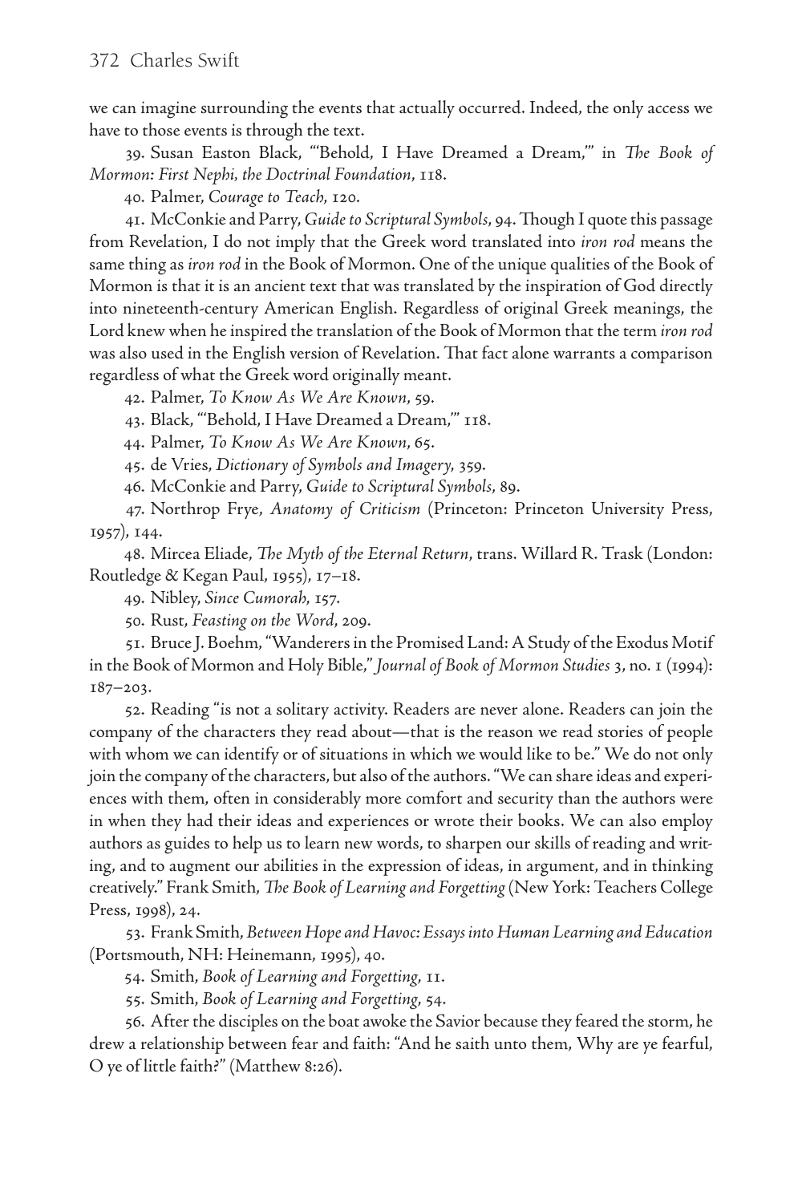we can imagine surrounding the events that actually occurred. Indeed, the only access we have to those events is through the text.

39. Susan Easton Black, "'Behold, I Have Dreamed a Dream,'" in *The Book of Mormon: First Nephi, the Doctrinal Foundation*, 118.

40. Palmer, *Courage to Teach*, 120.

41. McConkie and Parry, *Guide to Scriptural Symbols*, 94. Though I quote this passage from Revelation, I do not imply that the Greek word translated into *iron rod* means the same thing as *iron rod* in the Book of Mormon. One of the unique qualities of the Book of Mormon is that it is an ancient text that was translated by the inspiration of God directly into nineteenth-century American English. Regardless of original Greek meanings, the Lord knew when he inspired the translation of the Book of Mormon that the term *iron rod* was also used in the English version of Revelation. That fact alone warrants a comparison regardless of what the Greek word originally meant.

42. Palmer, *To Know As We Are Known*, 59.

43. Black, "'Behold, I Have Dreamed a Dream,'" 118.

44. Palmer, *To Know As We Are Known*, 65.

45. de Vries, *Dictionary of Symbols and Imagery*, 359.

46. McConkie and Parry, *Guide to Scriptural Symbols*, 89.

47. Northrop Frye, *Anatomy of Criticism* (Princeton: Princeton University Press, 1957), 144.

48. Mircea Eliade, *The Myth of the Eternal Return*, trans. Willard R. Trask (London: Routledge & Kegan Paul, 1955), 17–18.

49. Nibley, *Since Cumorah*, 157.

50. Rust, *Feasting on the Word*, 209.

51. Bruce J. Boehm, "Wanderers in the Promised Land: A Study of the Exodus Motif in the Book of Mormon and Holy Bible," *Journal of Book of Mormon Studies* 3, no. 1 (1994): 187–203.

52. Reading "is not a solitary activity. Readers are never alone. Readers can join the company of the characters they read about—that is the reason we read stories of people with whom we can identify or of situations in which we would like to be." We do not only join the company of the characters, but also of the authors. "We can share ideas and experiences with them, often in considerably more comfort and security than the authors were in when they had their ideas and experiences or wrote their books. We can also employ authors as guides to help us to learn new words, to sharpen our skills of reading and writing, and to augment our abilities in the expression of ideas, in argument, and in thinking creatively." Frank Smith, *The Book of Learning and Forgetting* (New York: Teachers College Press, 1998), 24.

53. Frank Smith, *Between Hope and Havoc: Essays into Human Learning and Education* (Portsmouth, NH: Heinemann, 1995), 40.

54. Smith, *Book of Learning and Forgetting*, 11.

55. Smith, *Book of Learning and Forgetting*, 54.

56. After the disciples on the boat awoke the Savior because they feared the storm, he drew a relationship between fear and faith: "And he saith unto them, Why are ye fearful, O ye of little faith?" (Matthew 8:26).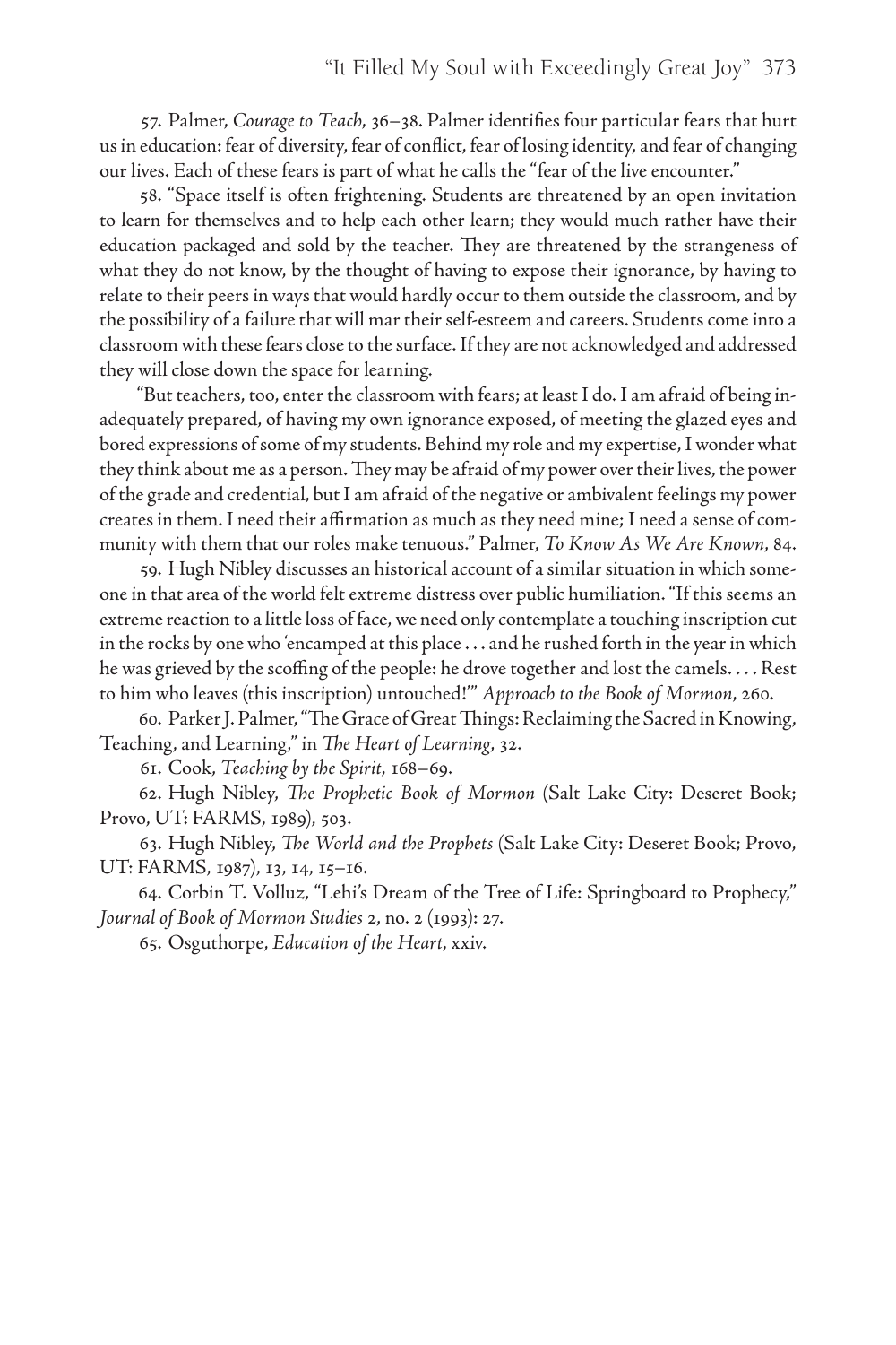57. Palmer, *Courage to Teach*, 36–38. Palmer identifies four particular fears that hurt us in education: fear of diversity, fear of conflict, fear of losing identity, and fear of changing our lives. Each of these fears is part of what he calls the "fear of the live encounter."

58. "Space itself is often frightening. Students are threatened by an open invitation to learn for themselves and to help each other learn; they would much rather have their education packaged and sold by the teacher. They are threatened by the strangeness of what they do not know, by the thought of having to expose their ignorance, by having to relate to their peers in ways that would hardly occur to them outside the classroom, and by the possibility of a failure that will mar their self-esteem and careers. Students come into a classroom with these fears close to the surface. If they are not acknowledged and addressed they will close down the space for learning.

"But teachers, too, enter the classroom with fears; at least I do. I am afraid of being inadequately prepared, of having my own ignorance exposed, of meeting the glazed eyes and bored expressions of some of my students. Behind my role and my expertise, I wonder what they think about me as a person. They may be afraid of my power over their lives, the power of the grade and credential, but I am afraid of the negative or ambivalent feelings my power creates in them. I need their affirmation as much as they need mine; I need a sense of community with them that our roles make tenuous." Palmer, *To Know As We Are Known*, 84.

59. Hugh Nibley discusses an historical account of a similar situation in which someone in that area of the world felt extreme distress over public humiliation. "If this seems an extreme reaction to a little loss of face, we need only contemplate a touching inscription cut in the rocks by one who 'encamped at this place . . . and he rushed forth in the year in which he was grieved by the scoffing of the people: he drove together and lost the camels. . . . Rest to him who leaves (this inscription) untouched!'" *Approach to the Book of Mormon*, 260.

60. Parker J. Palmer, "The Grace of Great Things: Reclaiming the Sacred in Knowing, Teaching, and Learning," in *The Heart of Learning*, 32.

61. Cook, *Teaching by the Spirit*, 168–69.

62. Hugh Nibley, *The Prophetic Book of Mormon* (Salt Lake City: Deseret Book; Provo, UT: FARMS, 1989), 503.

63. Hugh Nibley, *The World and the Prophets* (Salt Lake City: Deseret Book; Provo, UT: FARMS, 1987), 13, 14, 15–16.

64. Corbin T. Volluz, "Lehi's Dream of the Tree of Life: Springboard to Prophecy," *Journal of Book of Mormon Studies* 2, no. 2 (1993): 27.

65. Osguthorpe, *Education of the Heart*, xxiv.